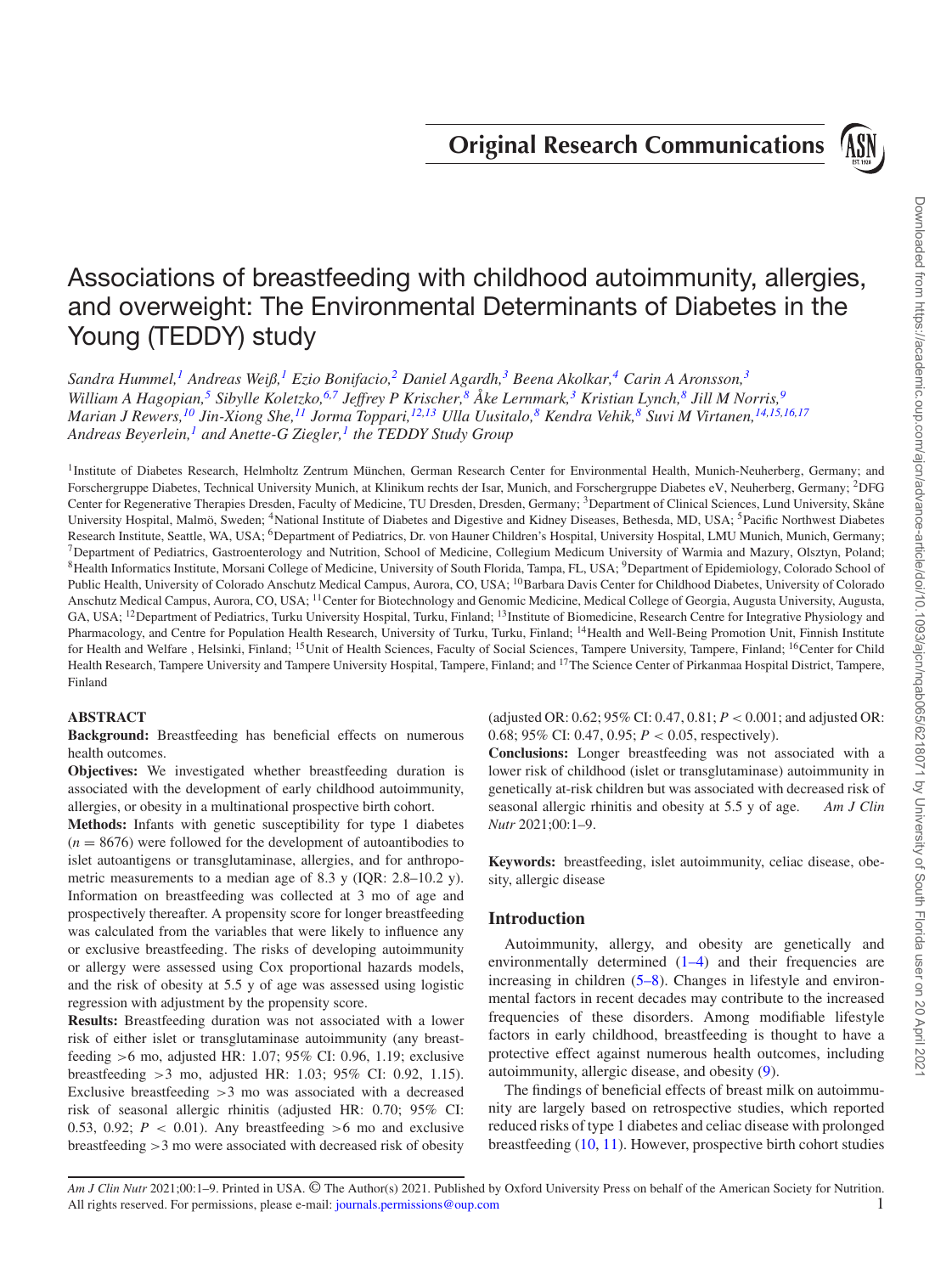Original Research Communications

# Associations of breastfeeding with childhood autoimmunity, allergies, and overweight: The Environmental Determinants of Diabetes in the Young (TEDDY) study

*Sandra Hummel,[1] Andreas Weiß,[1] Ezio Bonifacio,[2] Daniel Agardh,[3] Beena Akolkar,[4] Carin A Aronsson,[3] William A Hagopian,[5] Sibylle Koletzko,[6,7] Jeffrey P Krischer,[8] Åke Lernmark,[3] Kristian Lynch,[8] Jill M Norris,[9] Marian J Rewers,[10] Jin-Xiong She,[11] Jorma Toppari,[12,13] Ulla Uusitalo,[8] Kendra Vehik,[8] Suvi M Virtanen,[14,15,16,17] Andreas Beyerlein,[1] and Anette-G Ziegler,[1] the TEDDY Study Group*

[1]Institute of Diabetes Research, Helmholtz Zentrum München, German Research Center for Environmental Health, Munich-Neuherberg, Germany; and Forschergruppe Diabetes, Technical University Munich, at Klinikum rechts der Isar, Munich, and Forschergruppe Diabetes eV, Neuherberg, Germany; [2]DFG Center for Regenerative Therapies Dresden, Faculty of Medicine, TU Dresden, Dresden, Germany; [3]Department of Clinical Sciences, Lund University, Skåne University Hospital, Malmö, Sweden; [4]National Institute of Diabetes and Digestive and Kidney Diseases, Bethesda, MD, USA; [5]Pacific Northwest Diabetes Research Institute, Seattle, WA, USA; [6]Department of Pediatrics, Dr. von Hauner Children's Hospital, University Hospital, LMU Munich, Munich, Germany; [7]Department of Pediatrics, Gastroenterology and Nutrition, School of Medicine, Collegium Medicum University of Warmia and Mazury, Olsztyn, Poland; [8]Health Informatics Institute, Morsani College of Medicine, University of South Florida, Tampa, FL, USA; [9]Department of Epidemiology, Colorado School of Public Health, University of Colorado Anschutz Medical Campus, Aurora, CO, USA; [10]Barbara Davis Center for Childhood Diabetes, University of Colorado Anschutz Medical Campus, Aurora, CO, USA; [11]Center for Biotechnology and Genomic Medicine, Medical College of Georgia, Augusta University, Augusta, GA, USA; [12]Department of Pediatrics, Turku University Hospital, Turku, Finland; [13]Institute of Biomedicine, Research Centre for Integrative Physiology and Pharmacology, and Centre for Population Health Research, University of Turku, Turku, Finland; [14]Health and Well-Being Promotion Unit, Finnish Institute for Health and Welfare , Helsinki, Finland; [15]Unit of Health Sciences, Faculty of Social Sciences, Tampere University, Tampere, Finland; [16]Center for Child Health Research, Tampere University and Tampere University Hospital, Tampere, Finland; and [17]The Science Center of Pirkanmaa Hospital District, Tampere, Finland

## ABSTRACT

**Background:** Breastfeeding has beneficial effects on numerous health outcomes.

**Objectives:** We investigated whether breastfeeding duration is associated with the development of early childhood autoimmunity, allergies, or obesity in a multinational prospective birth cohort.

**Methods:** Infants with genetic susceptibility for type 1 diabetes ($n = 8676$) were followed for the development of autoantibodies to islet autoantigens or transglutaminase, allergies, and for anthropometric measurements to a median age of 8.3 y (IQR: 2.8–10.2 y). Information on breastfeeding was collected at 3 mo of age and prospectively thereafter. A propensity score for longer breastfeeding was calculated from the variables that were likely to influence any or exclusive breastfeeding. The risks of developing autoimmunity or allergy were assessed using Cox proportional hazards models, and the risk of obesity at 5.5 y of age was assessed using logistic regression with adjustment by the propensity score.

**Results:** Breastfeeding duration was not associated with a lower risk of either islet or transglutaminase autoimmunity (any breastfeeding >6 mo, adjusted HR: 1.07; 95% CI: 0.96, 1.19; exclusive breastfeeding >3 mo, adjusted HR: 1.03; 95% CI: 0.92, 1.15). Exclusive breastfeeding >3 mo was associated with a decreased risk of seasonal allergic rhinitis (adjusted HR: 0.70; 95% CI: 0.53, 0.92; $P < 0.01$). Any breastfeeding >6 mo and exclusive breastfeeding >3 mo were associated with decreased risk of obesity (adjusted OR: 0.62; 95% CI: 0.47, 0.81; $P < 0.001$; and adjusted OR: 0.68; 95% CI: 0.47, 0.95; $P < 0.05$, respectively).

**Conclusions:** Longer breastfeeding was not associated with a lower risk of childhood (islet or transglutaminase) autoimmunity in genetically at-risk children but was associated with decreased risk of seasonal allergic rhinitis and obesity at 5.5 y of age. *Am J Clin Nutr* 2021;00:1–9.

**Keywords:** breastfeeding, islet autoimmunity, celiac disease, obesity, allergic disease

## Introduction

Autoimmunity, allergy, and obesity are genetically and environmentally determined (1–4) and their frequencies are increasing in children (5–8). Changes in lifestyle and environmental factors in recent decades may contribute to the increased frequencies of these disorders. Among modifiable lifestyle factors in early childhood, breastfeeding is thought to have a protective effect against numerous health outcomes, including autoimmunity, allergic disease, and obesity (9).

The findings of beneficial effects of breast milk on autoimmunity are largely based on retrospective studies, which reported reduced risks of type 1 diabetes and celiac disease with prolonged breastfeeding (10, 11). However, prospective birth cohort studies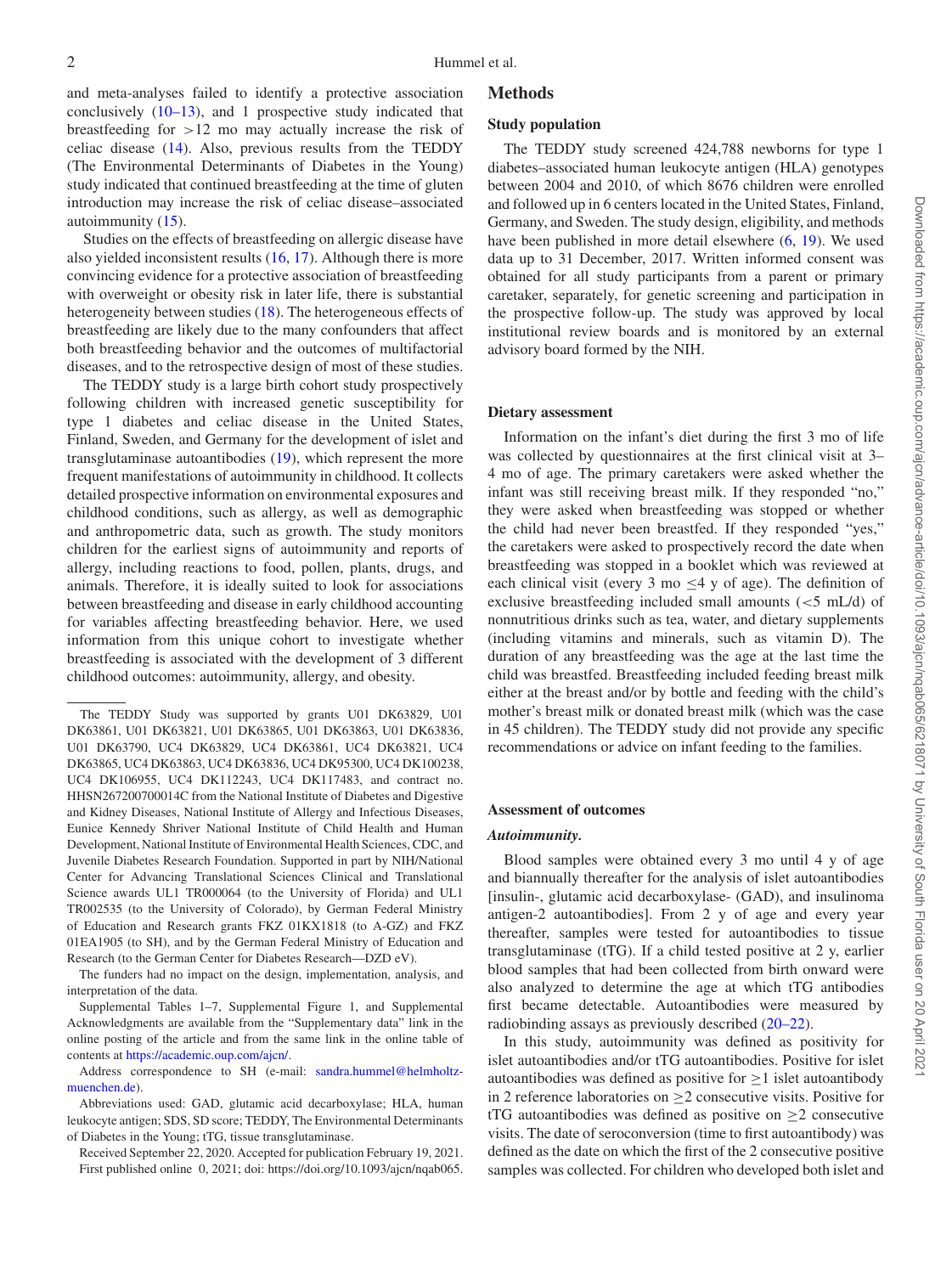and meta-analyses failed to identify a protective association conclusively (10–13), and 1 prospective study indicated that breastfeeding for >12 mo may actually increase the risk of celiac disease (14). Also, previous results from the TEDDY (The Environmental Determinants of Diabetes in the Young) study indicated that continued breastfeeding at the time of gluten introduction may increase the risk of celiac disease–associated autoimmunity (15).

Studies on the effects of breastfeeding on allergic disease have also yielded inconsistent results (16, 17). Although there is more convincing evidence for a protective association of breastfeeding with overweight or obesity risk in later life, there is substantial heterogeneity between studies (18). The heterogeneous effects of breastfeeding are likely due to the many confounders that affect both breastfeeding behavior and the outcomes of multifactorial diseases, and to the retrospective design of most of these studies.

The TEDDY study is a large birth cohort study prospectively following children with increased genetic susceptibility for type 1 diabetes and celiac disease in the United States, Finland, Sweden, and Germany for the development of islet and transglutaminase autoantibodies (19), which represent the more frequent manifestations of autoimmunity in childhood. It collects detailed prospective information on environmental exposures and childhood conditions, such as allergy, as well as demographic and anthropometric data, such as growth. The study monitors children for the earliest signs of autoimmunity and reports of allergy, including reactions to food, pollen, plants, drugs, and animals. Therefore, it is ideally suited to look for associations between breastfeeding and disease in early childhood accounting for variables affecting breastfeeding behavior. Here, we used information from this unique cohort to investigate whether breastfeeding is associated with the development of 3 different childhood outcomes: autoimmunity, allergy, and obesity.

## Methods

### Study population

The TEDDY study screened 424,788 newborns for type 1 diabetes–associated human leukocyte antigen (HLA) genotypes between 2004 and 2010, of which 8676 children were enrolled and followed up in 6 centers located in the United States, Finland, Germany, and Sweden. The study design, eligibility, and methods have been published in more detail elsewhere (6, 19). We used data up to 31 December, 2017. Written informed consent was obtained for all study participants from a parent or primary caretaker, separately, for genetic screening and participation in the prospective follow-up. The study was approved by local institutional review boards and is monitored by an external advisory board formed by the NIH.

### Dietary assessment

Information on the infant's diet during the first 3 mo of life was collected by questionnaires at the first clinical visit at 3–4 mo of age. The primary caretakers were asked whether the infant was still receiving breast milk. If they responded "no," they were asked when breastfeeding was stopped or whether the child had never been breastfed. If they responded "yes," the caretakers were asked to prospectively record the date when breastfeeding was stopped in a booklet which was reviewed at each clinical visit (every 3 mo ≤4 y of age). The definition of exclusive breastfeeding included small amounts (<5 mL/d) of nonnutritious drinks such as tea, water, and dietary supplements (including vitamins and minerals, such as vitamin D). The duration of any breastfeeding was the age at the last time the child was breastfed. Breastfeeding included feeding breast milk either at the breast and/or by bottle and feeding with the child's mother's breast milk or donated breast milk (which was the case in 45 children). The TEDDY study did not provide any specific recommendations or advice on infant feeding to the families.

### Assessment of outcomes

#### *Autoimmunity.*

Blood samples were obtained every 3 mo until 4 y of age and biannually thereafter for the analysis of islet autoantibodies [insulin-, glutamic acid decarboxylase- (GAD), and insulinoma antigen-2 autoantibodies]. From 2 y of age and every year thereafter, samples were tested for autoantibodies to tissue transglutaminase (tTG). If a child tested positive at 2 y, earlier blood samples that had been collected from birth onward were also analyzed to determine the age at which tTG antibodies first became detectable. Autoantibodies were measured by radiobinding assays as previously described (20–22).

In this study, autoimmunity was defined as positivity for islet autoantibodies and/or tTG autoantibodies. Positive for islet autoantibodies was defined as positive for ≥1 islet autoantibody in 2 reference laboratories on ≥2 consecutive visits. Positive for tTG autoantibodies was defined as positive on ≥2 consecutive visits. The date of seroconversion (time to first autoantibody) was defined as the date on which the first of the 2 consecutive positive samples was collected. For children who developed both islet and

---

The TEDDY Study was supported by grants U01 DK63829, U01 DK63861, U01 DK63821, U01 DK63865, U01 DK63863, U01 DK63836, U01 DK63790, UC4 DK63829, UC4 DK63861, UC4 DK63821, UC4 DK63865, UC4 DK63863, UC4 DK63836, UC4 DK95300, UC4 DK100238, UC4 DK106955, UC4 DK112243, UC4 DK117483, and contract no. HHSN267200700014C from the National Institute of Diabetes and Digestive and Kidney Diseases, National Institute of Allergy and Infectious Diseases, Eunice Kennedy Shriver National Institute of Child Health and Human Development, National Institute of Environmental Health Sciences, CDC, and Juvenile Diabetes Research Foundation. Supported in part by NIH/National Center for Advancing Translational Sciences Clinical and Translational Science awards UL1 TR000064 (to the University of Florida) and UL1 TR002535 (to the University of Colorado), by German Federal Ministry of Education and Research grants FKZ 01KX1818 (to A-GZ) and FKZ 01EA1905 (to SH), and by the German Federal Ministry of Education and Research (to the German Center for Diabetes Research—DZD eV).

The funders had no impact on the design, implementation, analysis, and interpretation of the data.

Supplemental Tables 1–7, Supplemental Figure 1, and Supplemental Acknowledgments are available from the "Supplementary data" link in the online posting of the article and from the same link in the online table of contents at https://academic.oup.com/ajcn/.

Address correspondence to SH (e-mail: sandra.hummel@helmholtz-muenchen.de).

Abbreviations used: GAD, glutamic acid decarboxylase; HLA, human leukocyte antigen; SDS, SD score; TEDDY, The Environmental Determinants of Diabetes in the Young; tTG, tissue transglutaminase.

Received September 22, 2020. Accepted for publication February 19, 2021.

First published online 0, 2021; doi: https://doi.org/10.1093/ajcn/nqab065.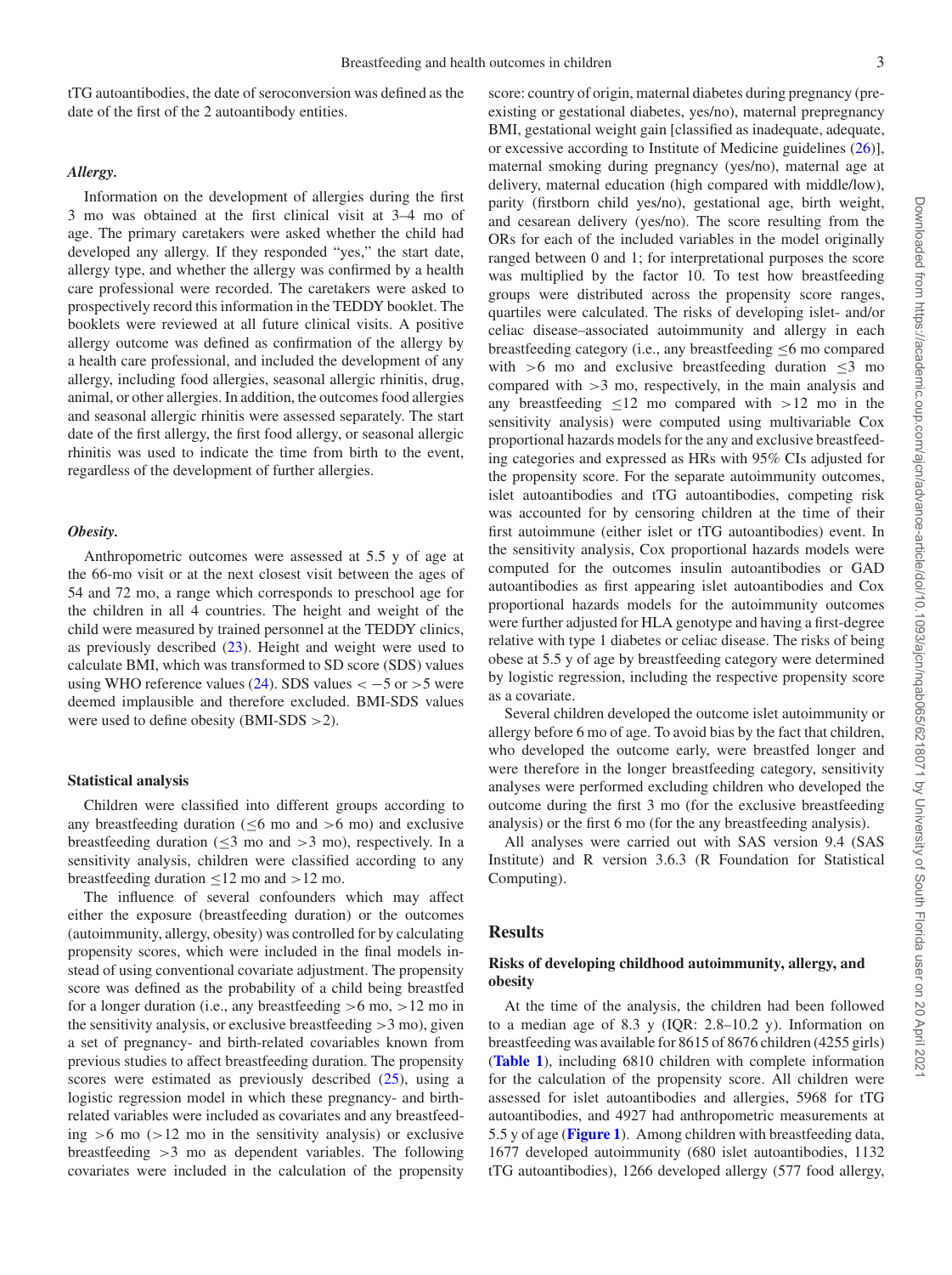tTG autoantibodies, the date of seroconversion was defined as the date of the first of the 2 autoantibody entities.

#### *Allergy.*

Information on the development of allergies during the first 3 mo was obtained at the first clinical visit at 3–4 mo of age. The primary caretakers were asked whether the child had developed any allergy. If they responded "yes," the start date, allergy type, and whether the allergy was confirmed by a health care professional were recorded. The caretakers were asked to prospectively record this information in the TEDDY booklet. The booklets were reviewed at all future clinical visits. A positive allergy outcome was defined as confirmation of the allergy by a health care professional, and included the development of any allergy, including food allergies, seasonal allergic rhinitis, drug, animal, or other allergies. In addition, the outcomes food allergies and seasonal allergic rhinitis were assessed separately. The start date of the first allergy, the first food allergy, or seasonal allergic rhinitis was used to indicate the time from birth to the event, regardless of the development of further allergies.

#### *Obesity.*

Anthropometric outcomes were assessed at 5.5 y of age at the 66-mo visit or at the next closest visit between the ages of 54 and 72 mo, a range which corresponds to preschool age for the children in all 4 countries. The height and weight of the child were measured by trained personnel at the TEDDY clinics, as previously described (23). Height and weight were used to calculate BMI, which was transformed to SD score (SDS) values using WHO reference values (24). SDS values $< -5$ or $>5$ were deemed implausible and therefore excluded. BMI-SDS values were used to define obesity (BMI-SDS $>2$).

### Statistical analysis

Children were classified into different groups according to any breastfeeding duration ($\leq$6 mo and $>$6 mo) and exclusive breastfeeding duration ($\leq$3 mo and $>$3 mo), respectively. In a sensitivity analysis, children were classified according to any breastfeeding duration $\leq$12 mo and $>$12 mo.

The influence of several confounders which may affect either the exposure (breastfeeding duration) or the outcomes (autoimmunity, allergy, obesity) was controlled for by calculating propensity scores, which were included in the final models instead of using conventional covariate adjustment. The propensity score was defined as the probability of a child being breastfed for a longer duration (i.e., any breastfeeding $>$6 mo, $>$12 mo in the sensitivity analysis, or exclusive breastfeeding $>$3 mo), given a set of pregnancy- and birth-related covariables known from previous studies to affect breastfeeding duration. The propensity scores were estimated as previously described (25), using a logistic regression model in which these pregnancy- and birth-related variables were included as covariates and any breastfeeding $>$6 mo ($>$12 mo in the sensitivity analysis) or exclusive breastfeeding $>$3 mo as dependent variables. The following covariates were included in the calculation of the propensity score: country of origin, maternal diabetes during pregnancy (preexisting or gestational diabetes, yes/no), maternal prepregnancy BMI, gestational weight gain [classified as inadequate, adequate, or excessive according to Institute of Medicine guidelines (26)], maternal smoking during pregnancy (yes/no), maternal age at delivery, maternal education (high compared with middle/low), parity (firstborn child yes/no), gestational age, birth weight, and cesarean delivery (yes/no). The score resulting from the ORs for each of the included variables in the model originally ranged between 0 and 1; for interpretational purposes the score was multiplied by the factor 10. To test how breastfeeding groups were distributed across the propensity score ranges, quartiles were calculated. The risks of developing islet- and/or celiac disease–associated autoimmunity and allergy in each breastfeeding category (i.e., any breastfeeding $\leq$6 mo compared with $>$6 mo and exclusive breastfeeding duration $\leq$3 mo compared with $>$3 mo, respectively, in the main analysis and any breastfeeding $\leq$12 mo compared with $>$12 mo in the sensitivity analysis) were computed using multivariable Cox proportional hazards models for the any and exclusive breastfeeding categories and expressed as HRs with 95% CIs adjusted for the propensity score. For the separate autoimmunity outcomes, islet autoantibodies and tTG autoantibodies, competing risk was accounted for by censoring children at the time of their first autoimmune (either islet or tTG autoantibodies) event. In the sensitivity analysis, Cox proportional hazards models were computed for the outcomes insulin autoantibodies or GAD autoantibodies as first appearing islet autoantibodies and Cox proportional hazards models for the autoimmunity outcomes were further adjusted for HLA genotype and having a first-degree relative with type 1 diabetes or celiac disease. The risks of being obese at 5.5 y of age by breastfeeding category were determined by logistic regression, including the respective propensity score as a covariate.

Several children developed the outcome islet autoimmunity or allergy before 6 mo of age. To avoid bias by the fact that children, who developed the outcome early, were breastfed longer and were therefore in the longer breastfeeding category, sensitivity analyses were performed excluding children who developed the outcome during the first 3 mo (for the exclusive breastfeeding analysis) or the first 6 mo (for the any breastfeeding analysis).

All analyses were carried out with SAS version 9.4 (SAS Institute) and R version 3.6.3 (R Foundation for Statistical Computing).

## Results

### Risks of developing childhood autoimmunity, allergy, and obesity

At the time of the analysis, the children had been followed to a median age of 8.3 y (IQR: 2.8–10.2 y). Information on breastfeeding was available for 8615 of 8676 children (4255 girls) (**Table 1**), including 6810 children with complete information for the calculation of the propensity score. All children were assessed for islet autoantibodies and allergies, 5968 for tTG autoantibodies, and 4927 had anthropometric measurements at 5.5 y of age (**Figure 1**). Among children with breastfeeding data, 1677 developed autoimmunity (680 islet autoantibodies, 1132 tTG autoantibodies), 1266 developed allergy (577 food allergy,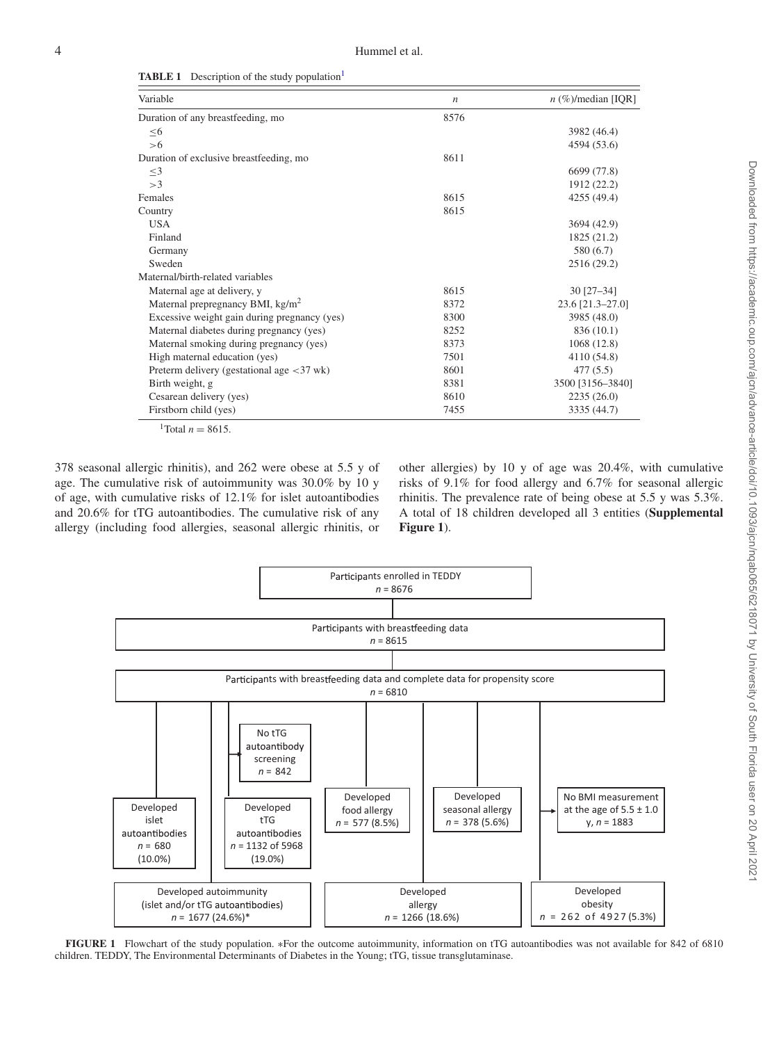**TABLE 1** Description of the study population[1]

| Variable | $n$ | $n$ (%)/median [IQR] |
|---|---|---|
| Duration of any breastfeeding, mo | 8576 | |
| ≤6 | | 3982 (46.4) |
| >6 | | 4594 (53.6) |
| Duration of exclusive breastfeeding, mo | 8611 | |
| ≤3 | | 6699 (77.8) |
| >3 | | 1912 (22.2) |
| Females | 8615 | 4255 (49.4) |
| Country | 8615 | |
| USA | | 3694 (42.9) |
| Finland | | 1825 (21.2) |
| Germany | | 580 (6.7) |
| Sweden | | 2516 (29.2) |
| Maternal/birth-related variables | | |
| Maternal age at delivery, y | 8615 | 30 [27–34] |
| Maternal prepregnancy BMI, kg/m$^2$ | 8372 | 23.6 [21.3–27.0] |
| Excessive weight gain during pregnancy (yes) | 8300 | 3985 (48.0) |
| Maternal diabetes during pregnancy (yes) | 8252 | 836 (10.1) |
| Maternal smoking during pregnancy (yes) | 8373 | 1068 (12.8) |
| High maternal education (yes) | 7501 | 4110 (54.8) |
| Preterm delivery (gestational age <37 wk) | 8601 | 477 (5.5) |
| Birth weight, g | 8381 | 3500 [3156–3840] |
| Cesarean delivery (yes) | 8610 | 2235 (26.0) |
| Firstborn child (yes) | 7455 | 3335 (44.7) |

[1]Total $n = 8615$.

378 seasonal allergic rhinitis), and 262 were obese at 5.5 y of age. The cumulative risk of autoimmunity was 30.0% by 10 y of age, with cumulative risks of 12.1% for islet autoantibodies and 20.6% for tTG autoantibodies. The cumulative risk of any allergy (including food allergies, seasonal allergic rhinitis, or other allergies) by 10 y of age was 20.4%, with cumulative risks of 9.1% for food allergy and 6.7% for seasonal allergic rhinitis. The prevalence rate of being obese at 5.5 y was 5.3%. A total of 18 children developed all 3 entities (**Supplemental Figure 1**).

Participants enrolled in TEDDY
$n$ = 8676

Participants with breastfeeding data
$n$ = 8615

Participants with breastfeeding data and complete data for propensity score
$n$ = 6810

No tTG autoantibody screening $n$ = 842

Developed islet autoantibodies $n$ = 680 (10.0%)

Developed tTG autoantibodies $n$ = 1132 of 5968 (19.0%)

Developed food allergy $n$ = 577 (8.5%)

Developed seasonal allergy $n$ = 378 (5.6%)

No BMI measurement at the age of 5.5 ± 1.0 y, $n$ = 1883

Developed autoimmunity (islet and/or tTG autoantibodies) $n$ = 1677 (24.6%)*

Developed allergy $n$ = 1266 (18.6%)

Developed obesity $n$ = 262 of 4927 (5.3%)

**FIGURE 1** Flowchart of the study population. *For the outcome autoimmunity, information on tTG autoantibodies was not available for 842 of 6810 children. TEDDY, The Environmental Determinants of Diabetes in the Young; tTG, tissue transglutaminase.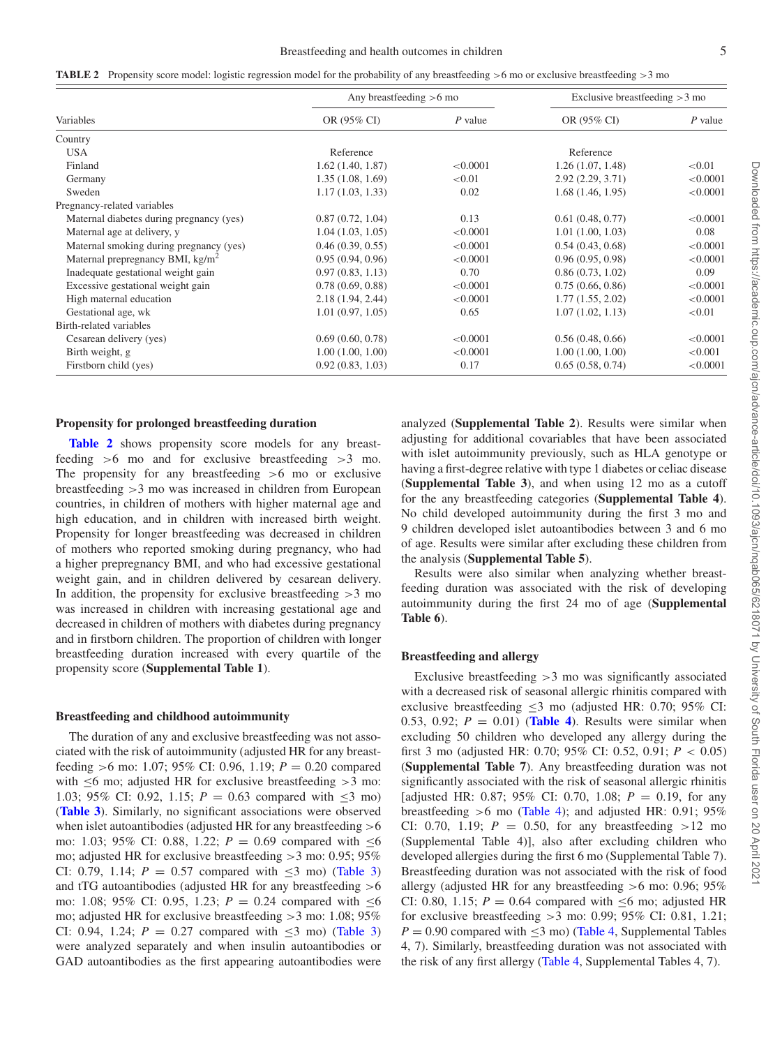**TABLE 2** Propensity score model: logistic regression model for the probability of any breastfeeding >6 mo or exclusive breastfeeding >3 mo

| Variables | Any breastfeeding >6 mo | | Exclusive breastfeeding >3 mo | |
|---|---|---|---|---|
| | OR (95% CI) | *P* value | OR (95% CI) | *P* value |
| Country | | | | |
| USA | Reference | | Reference | |
| Finland | 1.62 (1.40, 1.87) | <0.0001 | 1.26 (1.07, 1.48) | <0.01 |
| Germany | 1.35 (1.08, 1.69) | <0.01 | 2.92 (2.29, 3.71) | <0.0001 |
| Sweden | 1.17 (1.03, 1.33) | 0.02 | 1.68 (1.46, 1.95) | <0.0001 |
| Pregnancy-related variables | | | | |
| Maternal diabetes during pregnancy (yes) | 0.87 (0.72, 1.04) | 0.13 | 0.61 (0.48, 0.77) | <0.0001 |
| Maternal age at delivery, y | 1.04 (1.03, 1.05) | <0.0001 | 1.01 (1.00, 1.03) | 0.08 |
| Maternal smoking during pregnancy (yes) | 0.46 (0.39, 0.55) | <0.0001 | 0.54 (0.43, 0.68) | <0.0001 |
| Maternal prepregnancy BMI, kg/m$^2$ | 0.95 (0.94, 0.96) | <0.0001 | 0.96 (0.95, 0.98) | <0.0001 |
| Inadequate gestational weight gain | 0.97 (0.83, 1.13) | 0.70 | 0.86 (0.73, 1.02) | 0.09 |
| Excessive gestational weight gain | 0.78 (0.69, 0.88) | <0.0001 | 0.75 (0.66, 0.86) | <0.0001 |
| High maternal education | 2.18 (1.94, 2.44) | <0.0001 | 1.77 (1.55, 2.02) | <0.0001 |
| Gestational age, wk | 1.01 (0.97, 1.05) | 0.65 | 1.07 (1.02, 1.13) | <0.01 |
| Birth-related variables | | | | |
| Cesarean delivery (yes) | 0.69 (0.60, 0.78) | <0.0001 | 0.56 (0.48, 0.66) | <0.0001 |
| Birth weight, g | 1.00 (1.00, 1.00) | <0.0001 | 1.00 (1.00, 1.00) | <0.001 |
| Firstborn child (yes) | 0.92 (0.83, 1.03) | 0.17 | 0.65 (0.58, 0.74) | <0.0001 |

### Propensity for prolonged breastfeeding duration

**Table 2** shows propensity score models for any breastfeeding >6 mo and for exclusive breastfeeding >3 mo. The propensity for any breastfeeding >6 mo or exclusive breastfeeding >3 mo was increased in children from European countries, in children of mothers with higher maternal age and high education, and in children with increased birth weight. Propensity for longer breastfeeding was decreased in children of mothers who reported smoking during pregnancy, who had a higher prepregnancy BMI, and who had excessive gestational weight gain, and in children delivered by cesarean delivery. In addition, the propensity for exclusive breastfeeding >3 mo was increased in children with increasing gestational age and decreased in children of mothers with diabetes during pregnancy and in firstborn children. The proportion of children with longer breastfeeding duration increased with every quartile of the propensity score (**Supplemental Table 1**).

### Breastfeeding and childhood autoimmunity

The duration of any and exclusive breastfeeding was not associated with the risk of autoimmunity (adjusted HR for any breastfeeding >6 mo: 1.07; 95% CI: 0.96, 1.19; $P = 0.20$ compared with ≤6 mo; adjusted HR for exclusive breastfeeding >3 mo: 1.03; 95% CI: 0.92, 1.15; $P = 0.63$ compared with ≤3 mo) (**Table 3**). Similarly, no significant associations were observed when islet autoantibodies (adjusted HR for any breastfeeding >6 mo: 1.03; 95% CI: 0.88, 1.22; $P = 0.69$ compared with ≤6 mo; adjusted HR for exclusive breastfeeding >3 mo: 0.95; 95% CI: 0.79, 1.14; $P = 0.57$ compared with ≤3 mo) (Table 3) and tTG autoantibodies (adjusted HR for any breastfeeding >6 mo: 1.08; 95% CI: 0.95, 1.23; $P = 0.24$ compared with ≤6 mo; adjusted HR for exclusive breastfeeding >3 mo: 1.08; 95% CI: 0.94, 1.24; $P = 0.27$ compared with ≤3 mo) (Table 3) were analyzed separately and when insulin autoantibodies or GAD autoantibodies as the first appearing autoantibodies were analyzed (**Supplemental Table 2**). Results were similar when adjusting for additional covariables that have been associated with islet autoimmunity previously, such as HLA genotype or having a first-degree relative with type 1 diabetes or celiac disease (**Supplemental Table 3**), and when using 12 mo as a cutoff for the any breastfeeding categories (**Supplemental Table 4**). No child developed autoimmunity during the first 3 mo and 9 children developed islet autoantibodies between 3 and 6 mo of age. Results were similar after excluding these children from the analysis (**Supplemental Table 5**).

Results were also similar when analyzing whether breastfeeding duration was associated with the risk of developing autoimmunity during the first 24 mo of age (**Supplemental Table 6**).

### Breastfeeding and allergy

Exclusive breastfeeding >3 mo was significantly associated with a decreased risk of seasonal allergic rhinitis compared with exclusive breastfeeding ≤3 mo (adjusted HR: 0.70; 95% CI: 0.53, 0.92; $P = 0.01$) (**Table 4**). Results were similar when excluding 50 children who developed any allergy during the first 3 mo (adjusted HR: 0.70; 95% CI: 0.52, 0.91; $P < 0.05$) (**Supplemental Table 7**). Any breastfeeding duration was not significantly associated with the risk of seasonal allergic rhinitis [adjusted HR: 0.87; 95% CI: 0.70, 1.08; $P = 0.19$, for any breastfeeding >6 mo (Table 4); and adjusted HR: 0.91; 95% CI: 0.70, 1.19; $P = 0.50$, for any breastfeeding >12 mo (Supplemental Table 4)], also after excluding children who developed allergies during the first 6 mo (Supplemental Table 7). Breastfeeding duration was not associated with the risk of food allergy (adjusted HR for any breastfeeding >6 mo: 0.96; 95% CI: 0.80, 1.15; $P = 0.64$ compared with ≤6 mo; adjusted HR for exclusive breastfeeding >3 mo: 0.99; 95% CI: 0.81, 1.21; $P = 0.90$ compared with ≤3 mo) (Table 4, Supplemental Tables 4, 7). Similarly, breastfeeding duration was not associated with the risk of any first allergy (Table 4, Supplemental Tables 4, 7).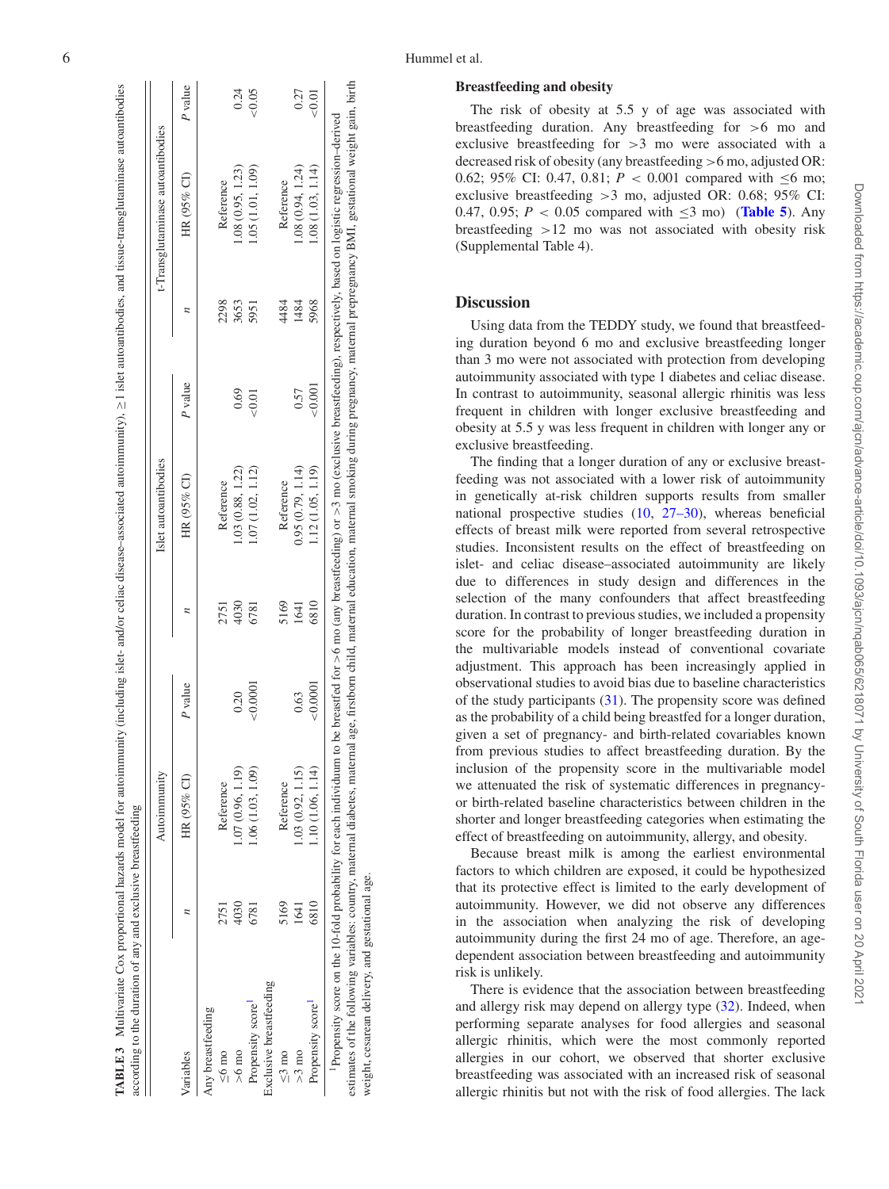**TABLE 3** Multivariate Cox proportional hazards model for autoimmunity (including islet- and/or celiac disease–associated autoimmunity), ≥1 islet autoantibodies, and tissue-transglutaminase autoantibodies according to the duration of any and exclusive breastfeeding

| Variables | Autoimmunity | | | Islet autoantibodies | | | t-Transglutaminase autoantibodies | | |
|---|---|---|---|---|---|---|---|---|---|
| | *n* | HR (95% CI) | *P* value | *n* | HR (95% CI) | *P* value | *n* | HR (95% CI) | *P* value |
| Any breastfeeding | | | | | | | | | |
| ≤6 mo | 2751 | Reference | | 2751 | Reference | | 2298 | Reference | |
| >6 mo | 4030 | 1.07 (0.96, 1.19) | 0.20 | 4030 | 1.03 (0.88, 1.22) | 0.69 | 3653 | 1.08 (0.95, 1.23) | 0.24 |
| Propensity score[1] | 6781 | 1.06 (1.03, 1.09) | <0.0001 | 6781 | 1.07 (1.02, 1.12) | <0.01 | 5951 | 1.05 (1.01, 1.09) | <0.05 |
| Exclusive breastfeeding | | | | | | | | | |
| ≤3 mo | 5169 | Reference | | 5169 | Reference | | 4484 | Reference | |
| >3 mo | 1641 | 1.03 (0.92, 1.15) | 0.63 | 1641 | 0.95 (0.79, 1.14) | 0.57 | 1484 | 1.08 (0.94, 1.24) | 0.27 |
| Propensity score[1] | 6810 | 1.10 (1.06, 1.14) | <0.0001 | 6810 | 1.12 (1.05, 1.19) | <0.001 | 5968 | 1.08 (1.03, 1.14) | <0.01 |

[1]Propensity score on the 10-fold probability for each individuum to be breastfed for >6 mo (any breastfeeding) or >3 mo (exclusive breastfeeding), respectively, based on logistic regression–derived estimates of the following variables: country, maternal diabetes, maternal age, firstborn child, maternal education, maternal smoking during pregnancy, maternal prepregnancy BMI, gestational weight gain, birth weight, cesarean delivery, and gestational age.

### Breastfeeding and obesity

The risk of obesity at 5.5 y of age was associated with breastfeeding duration. Any breastfeeding for >6 mo and exclusive breastfeeding for >3 mo were associated with a decreased risk of obesity (any breastfeeding >6 mo, adjusted OR: 0.62; 95% CI: 0.47, 0.81; $P < 0.001$ compared with ≤6 mo; exclusive breastfeeding >3 mo, adjusted OR: 0.68; 95% CI: 0.47, 0.95; $P < 0.05$ compared with ≤3 mo) (**Table 5**). Any breastfeeding >12 mo was not associated with obesity risk (Supplemental Table 4).

## Discussion

Using data from the TEDDY study, we found that breastfeeding duration beyond 6 mo and exclusive breastfeeding longer than 3 mo were not associated with protection from developing autoimmunity associated with type 1 diabetes and celiac disease. In contrast to autoimmunity, seasonal allergic rhinitis was less frequent in children with longer exclusive breastfeeding and obesity at 5.5 y was less frequent in children with longer any or exclusive breastfeeding.

The finding that a longer duration of any or exclusive breastfeeding was not associated with a lower risk of autoimmunity in genetically at-risk children supports results from smaller national prospective studies (10, 27–30), whereas beneficial effects of breast milk were reported from several retrospective studies. Inconsistent results on the effect of breastfeeding on islet- and celiac disease–associated autoimmunity are likely due to differences in study design and differences in the selection of the many confounders that affect breastfeeding duration. In contrast to previous studies, we included a propensity score for the probability of longer breastfeeding duration in the multivariable models instead of conventional covariate adjustment. This approach has been increasingly applied in observational studies to avoid bias due to baseline characteristics of the study participants (31). The propensity score was defined as the probability of a child being breastfed for a longer duration, given a set of pregnancy- and birth-related covariables known from previous studies to affect breastfeeding duration. By the inclusion of the propensity score in the multivariable model we attenuated the risk of systematic differences in pregnancy- or birth-related baseline characteristics between children in the shorter and longer breastfeeding categories when estimating the effect of breastfeeding on autoimmunity, allergy, and obesity.

Because breast milk is among the earliest environmental factors to which children are exposed, it could be hypothesized that its protective effect is limited to the early development of autoimmunity. However, we did not observe any differences in the association when analyzing the risk of developing autoimmunity during the first 24 mo of age. Therefore, an age-dependent association between breastfeeding and autoimmunity risk is unlikely.

There is evidence that the association between breastfeeding and allergy risk may depend on allergy type (32). Indeed, when performing separate analyses for food allergies and seasonal allergic rhinitis, which were the most commonly reported allergies in our cohort, we observed that shorter exclusive breastfeeding was associated with an increased risk of seasonal allergic rhinitis but not with the risk of food allergies. The lack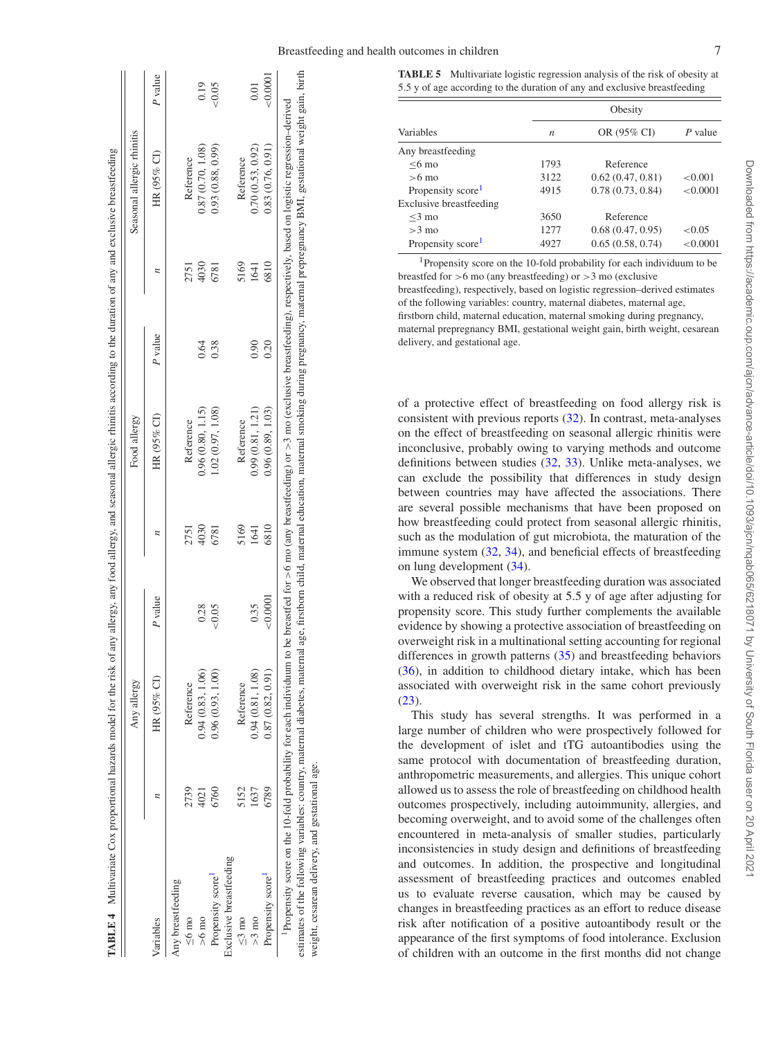**TABLE 4** Multivariate Cox proportional hazards model for the risk of any allergy, any food allergy, and seasonal allergic rhinitis according to the duration of any and exclusive breastfeeding

| Variables | Any allergy | | | Food allergy | | | Seasonal allergic rhinitis | | |
|---|---|---|---|---|---|---|---|---|---|
| | *n* | HR (95% CI) | *P* value | *n* | HR (95% CI) | *P* value | *n* | HR (95% CI) | *P* value |
| Any breastfeeding | | | | | | | | | |
| ≤6 mo | 2739 | Reference | | 2751 | Reference | | 2751 | Reference | |
| >6 mo | 4021 | 0.94 (0.83, 1.06) | 0.28 | 4030 | 0.96 (0.80, 1.15) | 0.64 | 4030 | 0.87 (0.70, 1.08) | 0.19 |
| Propensity score[1] | 6760 | 0.96 (0.93, 1.00) | <0.05 | 6781 | 1.02 (0.97, 1.08) | 0.38 | 6781 | 0.93 (0.88, 0.99) | <0.05 |
| Exclusive breastfeeding | | | | | | | | | |
| ≤3 mo | 5152 | Reference | | 5169 | Reference | | 5169 | Reference | |
| >3 mo | 1637 | 0.94 (0.81, 1.08) | 0.35 | 1641 | 0.99 (0.81, 1.21) | 0.90 | 1641 | 0.70 (0.53, 0.92) | 0.01 |
| Propensity score[1] | 6789 | 0.87 (0.82, 0.91) | <0.0001 | 6810 | 0.96 (0.89, 1.03) | 0.20 | 6810 | 0.83 (0.76, 0.91) | <0.0001 |

[1]Propensity score on the 10-fold probability for each individuum to be breastfed for >6 mo (any breastfeeding) or >3 mo (exclusive breastfeeding), respectively, based on logistic regression–derived estimates of the following variables: country, maternal diabetes, maternal age, firstborn child, maternal education, maternal smoking during pregnancy, maternal prepregnancy BMI, gestational weight gain, birth weight, cesarean delivery, and gestational age.

**TABLE 5** Multivariate logistic regression analysis of the risk of obesity at 5.5 y of age according to the duration of any and exclusive breastfeeding

| Variables | Obesity | | |
|---|---|---|---|
| | *n* | OR (95% CI) | *P* value |
| Any breastfeeding | | | |
| ≤6 mo | 1793 | Reference | |
| >6 mo | 3122 | 0.62 (0.47, 0.81) | <0.001 |
| Propensity score[1] | 4915 | 0.78 (0.73, 0.84) | <0.0001 |
| Exclusive breastfeeding | | | |
| ≤3 mo | 3650 | Reference | |
| >3 mo | 1277 | 0.68 (0.47, 0.95) | <0.05 |
| Propensity score[1] | 4927 | 0.65 (0.58, 0.74) | <0.0001 |

[1]Propensity score on the 10-fold probability for each individuum to be breastfed for >6 mo (any breastfeeding) or >3 mo (exclusive breastfeeding), respectively, based on logistic regression–derived estimates of the following variables: country, maternal diabetes, maternal age, firstborn child, maternal education, maternal smoking during pregnancy, maternal prepregnancy BMI, gestational weight gain, birth weight, cesarean delivery, and gestational age.

of a protective effect of breastfeeding on food allergy risk is consistent with previous reports (32). In contrast, meta-analyses on the effect of breastfeeding on seasonal allergic rhinitis were inconclusive, probably owing to varying methods and outcome definitions between studies (32, 33). Unlike meta-analyses, we can exclude the possibility that differences in study design between countries may have affected the associations. There are several possible mechanisms that have been proposed on how breastfeeding could protect from seasonal allergic rhinitis, such as the modulation of gut microbiota, the maturation of the immune system (32, 34), and beneficial effects of breastfeeding on lung development (34).

We observed that longer breastfeeding duration was associated with a reduced risk of obesity at 5.5 y of age after adjusting for propensity score. This study further complements the available evidence by showing a protective association of breastfeeding on overweight risk in a multinational setting accounting for regional differences in growth patterns (35) and breastfeeding behaviors (36), in addition to childhood dietary intake, which has been associated with overweight risk in the same cohort previously (23).

This study has several strengths. It was performed in a large number of children who were prospectively followed for the development of islet and tTG autoantibodies using the same protocol with documentation of breastfeeding duration, anthropometric measurements, and allergies. This unique cohort allowed us to assess the role of breastfeeding on childhood health outcomes prospectively, including autoimmunity, allergies, and becoming overweight, and to avoid some of the challenges often encountered in meta-analysis of smaller studies, particularly inconsistencies in study design and definitions of breastfeeding and outcomes. In addition, the prospective and longitudinal assessment of breastfeeding practices and outcomes enabled us to evaluate reverse causation, which may be caused by changes in breastfeeding practices as an effort to reduce disease risk after notification of a positive autoantibody result or the appearance of the first symptoms of food intolerance. Exclusion of children with an outcome in the first months did not change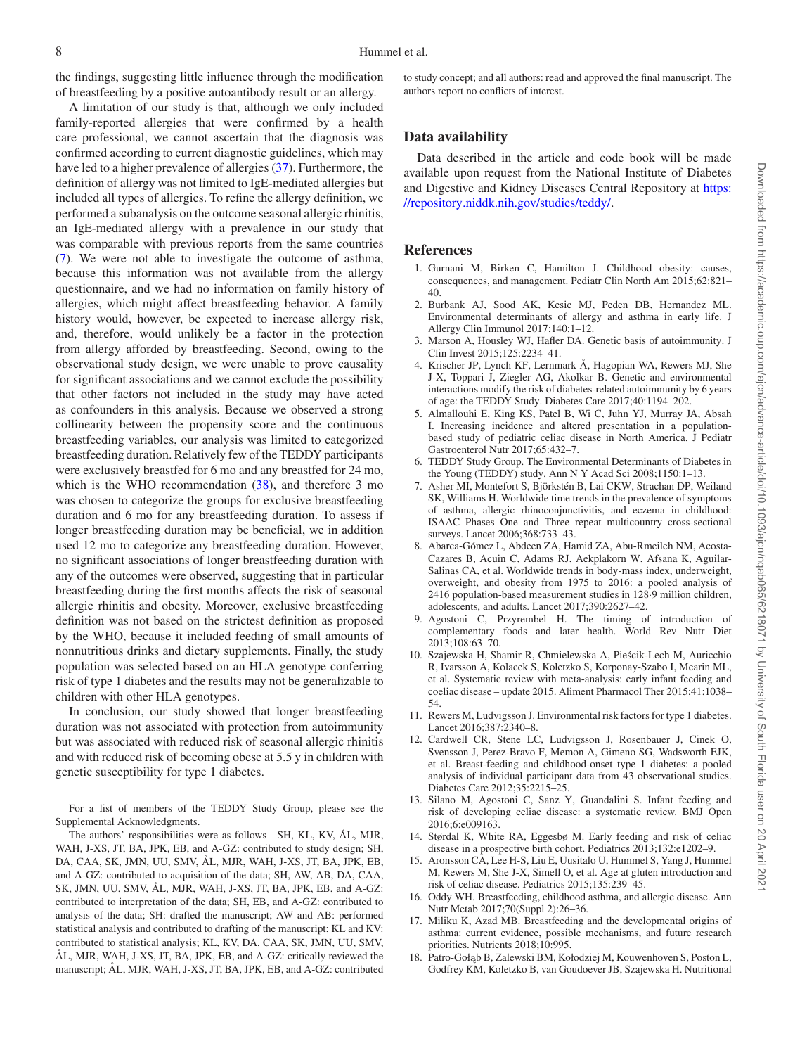the findings, suggesting little influence through the modification of breastfeeding by a positive autoantibody result or an allergy.

A limitation of our study is that, although we only included family-reported allergies that were confirmed by a health care professional, we cannot ascertain that the diagnosis was confirmed according to current diagnostic guidelines, which may have led to a higher prevalence of allergies (37). Furthermore, the definition of allergy was not limited to IgE-mediated allergies but included all types of allergies. To refine the allergy definition, we performed a subanalysis on the outcome seasonal allergic rhinitis, an IgE-mediated allergy with a prevalence in our study that was comparable with previous reports from the same countries (7). We were not able to investigate the outcome of asthma, because this information was not available from the allergy questionnaire, and we had no information on family history of allergies, which might affect breastfeeding behavior. A family history would, however, be expected to increase allergy risk, and, therefore, would unlikely be a factor in the protection from allergy afforded by breastfeeding. Second, owing to the observational study design, we were unable to prove causality for significant associations and we cannot exclude the possibility that other factors not included in the study may have acted as confounders in this analysis. Because we observed a strong collinearity between the propensity score and the continuous breastfeeding variables, our analysis was limited to categorized breastfeeding duration. Relatively few of the TEDDY participants were exclusively breastfed for 6 mo and any breastfed for 24 mo, which is the WHO recommendation (38), and therefore 3 mo was chosen to categorize the groups for exclusive breastfeeding duration and 6 mo for any breastfeeding duration. To assess if longer breastfeeding duration may be beneficial, we in addition used 12 mo to categorize any breastfeeding duration. However, no significant associations of longer breastfeeding duration with any of the outcomes were observed, suggesting that in particular breastfeeding during the first months affects the risk of seasonal allergic rhinitis and obesity. Moreover, exclusive breastfeeding definition was not based on the strictest definition as proposed by the WHO, because it included feeding of small amounts of nonnutritious drinks and dietary supplements. Finally, the study population was selected based on an HLA genotype conferring risk of type 1 diabetes and the results may not be generalizable to children with other HLA genotypes.

In conclusion, our study showed that longer breastfeeding duration was not associated with protection from autoimmunity but was associated with reduced risk of seasonal allergic rhinitis and with reduced risk of becoming obese at 5.5 y in children with genetic susceptibility for type 1 diabetes.

For a list of members of the TEDDY Study Group, please see the Supplemental Acknowledgments.

The authors' responsibilities were as follows—SH, KL, KV, ÅL, MJR, WAH, J-XS, JT, BA, JPK, EB, and A-GZ: contributed to study design; SH, DA, CAA, SK, JMN, UU, SMV, ÅL, MJR, WAH, J-XS, JT, BA, JPK, EB, and A-GZ: contributed to acquisition of the data; SH, AW, AB, DA, CAA, SK, JMN, UU, SMV, ÅL, MJR, WAH, J-XS, JT, BA, JPK, EB, and A-GZ: contributed to interpretation of the data; SH, EB, and A-GZ: contributed to analysis of the data; SH: drafted the manuscript; AW and AB: performed statistical analysis and contributed to drafting of the manuscript; KL and KV: contributed to statistical analysis; KL, KV, DA, CAA, SK, JMN, UU, SMV, ÅL, MJR, WAH, J-XS, JT, BA, JPK, EB, and A-GZ: critically reviewed the manuscript; ÅL, MJR, WAH, J-XS, JT, BA, JPK, EB, and A-GZ: contributed to study concept; and all authors: read and approved the final manuscript. The authors report no conflicts of interest.

## Data availability

Data described in the article and code book will be made available upon request from the National Institute of Diabetes and Digestive and Kidney Diseases Central Repository at https://repository.niddk.nih.gov/studies/teddy/.

## References

1. Gurnani M, Birken C, Hamilton J. Childhood obesity: causes, consequences, and management. Pediatr Clin North Am 2015;62:821–40.
2. Burbank AJ, Sood AK, Kesic MJ, Peden DB, Hernandez ML. Environmental determinants of allergy and asthma in early life. J Allergy Clin Immunol 2017;140:1–12.
3. Marson A, Housley WJ, Hafler DA. Genetic basis of autoimmunity. J Clin Invest 2015;125:2234–41.
4. Krischer JP, Lynch KF, Lernmark Å, Hagopian WA, Rewers MJ, She J-X, Toppari J, Ziegler AG, Akolkar B. Genetic and environmental interactions modify the risk of diabetes-related autoimmunity by 6 years of age: the TEDDY Study. Diabetes Care 2017;40:1194–202.
5. Almallouhi E, King KS, Patel B, Wi C, Juhn YJ, Murray JA, Absah I. Increasing incidence and altered presentation in a population-based study of pediatric celiac disease in North America. J Pediatr Gastroenterol Nutr 2017;65:432–7.
6. TEDDY Study Group. The Environmental Determinants of Diabetes in the Young (TEDDY) study. Ann N Y Acad Sci 2008;1150:1–13.
7. Asher MI, Montefort S, Björkstén B, Lai CKW, Strachan DP, Weiland SK, Williams H. Worldwide time trends in the prevalence of symptoms of asthma, allergic rhinoconjunctivitis, and eczema in childhood: ISAAC Phases One and Three repeat multicountry cross-sectional surveys. Lancet 2006;368:733–43.
8. Abarca-Gómez L, Abdeen ZA, Hamid ZA, Abu-Rmeileh NM, Acosta-Cazares B, Acuin C, Adams RJ, Aekplakorn W, Afsana K, Aguilar-Salinas CA, et al. Worldwide trends in body-mass index, underweight, overweight, and obesity from 1975 to 2016: a pooled analysis of 2416 population-based measurement studies in 128·9 million children, adolescents, and adults. Lancet 2017;390:2627–42.
9. Agostoni C, Przyrembel H. The timing of introduction of complementary foods and later health. World Rev Nutr Diet 2013;108:63–70.
10. Szajewska H, Shamir R, Chmielewska A, Pieścik-Lech M, Auricchio R, Ivarsson A, Kolacek S, Koletzko S, Korponay-Szabo I, Mearin ML, et al. Systematic review with meta-analysis: early infant feeding and coeliac disease – update 2015. Aliment Pharmacol Ther 2015;41:1038–54.
11. Rewers M, Ludvigsson J. Environmental risk factors for type 1 diabetes. Lancet 2016;387:2340–8.
12. Cardwell CR, Stene LC, Ludvigsson J, Rosenbauer J, Cinek O, Svensson J, Perez-Bravo F, Memon A, Gimeno SG, Wadsworth EJK, et al. Breast-feeding and childhood-onset type 1 diabetes: a pooled analysis of individual participant data from 43 observational studies. Diabetes Care 2012;35:2215–25.
13. Silano M, Agostoni C, Sanz Y, Guandalini S. Infant feeding and risk of developing celiac disease: a systematic review. BMJ Open 2016;6:e009163.
14. Størdal K, White RA, Eggesbø M. Early feeding and risk of celiac disease in a prospective birth cohort. Pediatrics 2013;132:e1202–9.
15. Aronsson CA, Lee H-S, Liu E, Uusitalo U, Hummel S, Yang J, Hummel M, Rewers M, She J-X, Simell O, et al. Age at gluten introduction and risk of celiac disease. Pediatrics 2015;135:239–45.
16. Oddy WH. Breastfeeding, childhood asthma, and allergic disease. Ann Nutr Metab 2017;70(Suppl 2):26–36.
17. Miliku K, Azad MB. Breastfeeding and the developmental origins of asthma: current evidence, possible mechanisms, and future research priorities. Nutrients 2018;10:995.
18. Patro-Gołąb B, Zalewski BM, Kołodziej M, Kouwenhoven S, Poston L, Godfrey KM, Koletzko B, van Goudoever JB, Szajewska H. Nutritional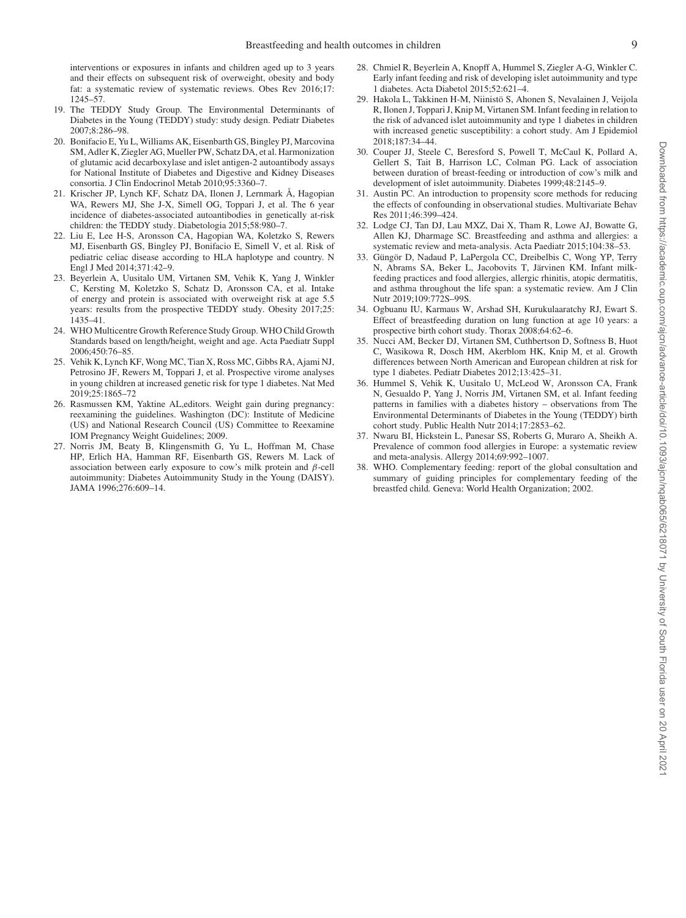interventions or exposures in infants and children aged up to 3 years and their effects on subsequent risk of overweight, obesity and body fat: a systematic review of systematic reviews. Obes Rev 2016;17: 1245–57.

19. The TEDDY Study Group. The Environmental Determinants of Diabetes in the Young (TEDDY) study: study design. Pediatr Diabetes 2007;8:286–98.
20. Bonifacio E, Yu L, Williams AK, Eisenbarth GS, Bingley PJ, Marcovina SM, Adler K, Ziegler AG, Mueller PW, Schatz DA, et al. Harmonization of glutamic acid decarboxylase and islet antigen-2 autoantibody assays for National Institute of Diabetes and Digestive and Kidney Diseases consortia. J Clin Endocrinol Metab 2010;95:3360–7.
21. Krischer JP, Lynch KF, Schatz DA, Ilonen J, Lernmark Å, Hagopian WA, Rewers MJ, She J-X, Simell OG, Toppari J, et al. The 6 year incidence of diabetes-associated autoantibodies in genetically at-risk children: the TEDDY study. Diabetologia 2015;58:980–7.
22. Liu E, Lee H-S, Aronsson CA, Hagopian WA, Koletzko S, Rewers MJ, Eisenbarth GS, Bingley PJ, Bonifacio E, Simell V, et al. Risk of pediatric celiac disease according to HLA haplotype and country. N Engl J Med 2014;371:42–9.
23. Beyerlein A, Uusitalo UM, Virtanen SM, Vehik K, Yang J, Winkler C, Kersting M, Koletzko S, Schatz D, Aronsson CA, et al. Intake of energy and protein is associated with overweight risk at age 5.5 years: results from the prospective TEDDY study. Obesity 2017;25: 1435–41.
24. WHO Multicentre Growth Reference Study Group. WHO Child Growth Standards based on length/height, weight and age. Acta Paediatr Suppl 2006;450:76–85.
25. Vehik K, Lynch KF, Wong MC, Tian X, Ross MC, Gibbs RA, Ajami NJ, Petrosino JF, Rewers M, Toppari J, et al. Prospective virome analyses in young children at increased genetic risk for type 1 diabetes. Nat Med 2019;25:1865–72
26. Rasmussen KM, Yaktine AL,editors. Weight gain during pregnancy: reexamining the guidelines. Washington (DC): Institute of Medicine (US) and National Research Council (US) Committee to Reexamine IOM Pregnancy Weight Guidelines; 2009.
27. Norris JM, Beaty B, Klingensmith G, Yu L, Hoffman M, Chase HP, Erlich HA, Hamman RF, Eisenbarth GS, Rewers M. Lack of association between early exposure to cow's milk protein and $\beta$-cell autoimmunity: Diabetes Autoimmunity Study in the Young (DAISY). JAMA 1996;276:609–14.
28. Chmiel R, Beyerlein A, Knopff A, Hummel S, Ziegler A-G, Winkler C. Early infant feeding and risk of developing islet autoimmunity and type 1 diabetes. Acta Diabetol 2015;52:621–4.
29. Hakola L, Takkinen H-M, Niinistö S, Ahonen S, Nevalainen J, Veijola R, Ilonen J, Toppari J, Knip M, Virtanen SM. Infant feeding in relation to the risk of advanced islet autoimmunity and type 1 diabetes in children with increased genetic susceptibility: a cohort study. Am J Epidemiol 2018;187:34–44.
30. Couper JJ, Steele C, Beresford S, Powell T, McCaul K, Pollard A, Gellert S, Tait B, Harrison LC, Colman PG. Lack of association between duration of breast-feeding or introduction of cow's milk and development of islet autoimmunity. Diabetes 1999;48:2145–9.
31. Austin PC. An introduction to propensity score methods for reducing the effects of confounding in observational studies. Multivariate Behav Res 2011;46:399–424.
32. Lodge CJ, Tan DJ, Lau MXZ, Dai X, Tham R, Lowe AJ, Bowatte G, Allen KJ, Dharmage SC. Breastfeeding and asthma and allergies: a systematic review and meta-analysis. Acta Paediatr 2015;104:38–53.
33. Güngör D, Nadaud P, LaPergola CC, Dreibelbis C, Wong YP, Terry N, Abrams SA, Beker L, Jacobovits T, Järvinen KM. Infant milk-feeding practices and food allergies, allergic rhinitis, atopic dermatitis, and asthma throughout the life span: a systematic review. Am J Clin Nutr 2019;109:772S–99S.
34. Ogbuanu IU, Karmaus W, Arshad SH, Kurukulaaratchy RJ, Ewart S. Effect of breastfeeding duration on lung function at age 10 years: a prospective birth cohort study. Thorax 2008;64:62–6.
35. Nucci AM, Becker DJ, Virtanen SM, Cuthbertson D, Softness B, Huot C, Wasikowa R, Dosch HM, Akerblom HK, Knip M, et al. Growth differences between North American and European children at risk for type 1 diabetes. Pediatr Diabetes 2012;13:425–31.
36. Hummel S, Vehik K, Uusitalo U, McLeod W, Aronsson CA, Frank N, Gesualdo P, Yang J, Norris JM, Virtanen SM, et al. Infant feeding patterns in families with a diabetes history – observations from The Environmental Determinants of Diabetes in the Young (TEDDY) birth cohort study. Public Health Nutr 2014;17:2853–62.
37. Nwaru BI, Hickstein L, Panesar SS, Roberts G, Muraro A, Sheikh A. Prevalence of common food allergies in Europe: a systematic review and meta-analysis. Allergy 2014;69:992–1007.
38. WHO. Complementary feeding: report of the global consultation and summary of guiding principles for complementary feeding of the breastfed child. Geneva: World Health Organization; 2002.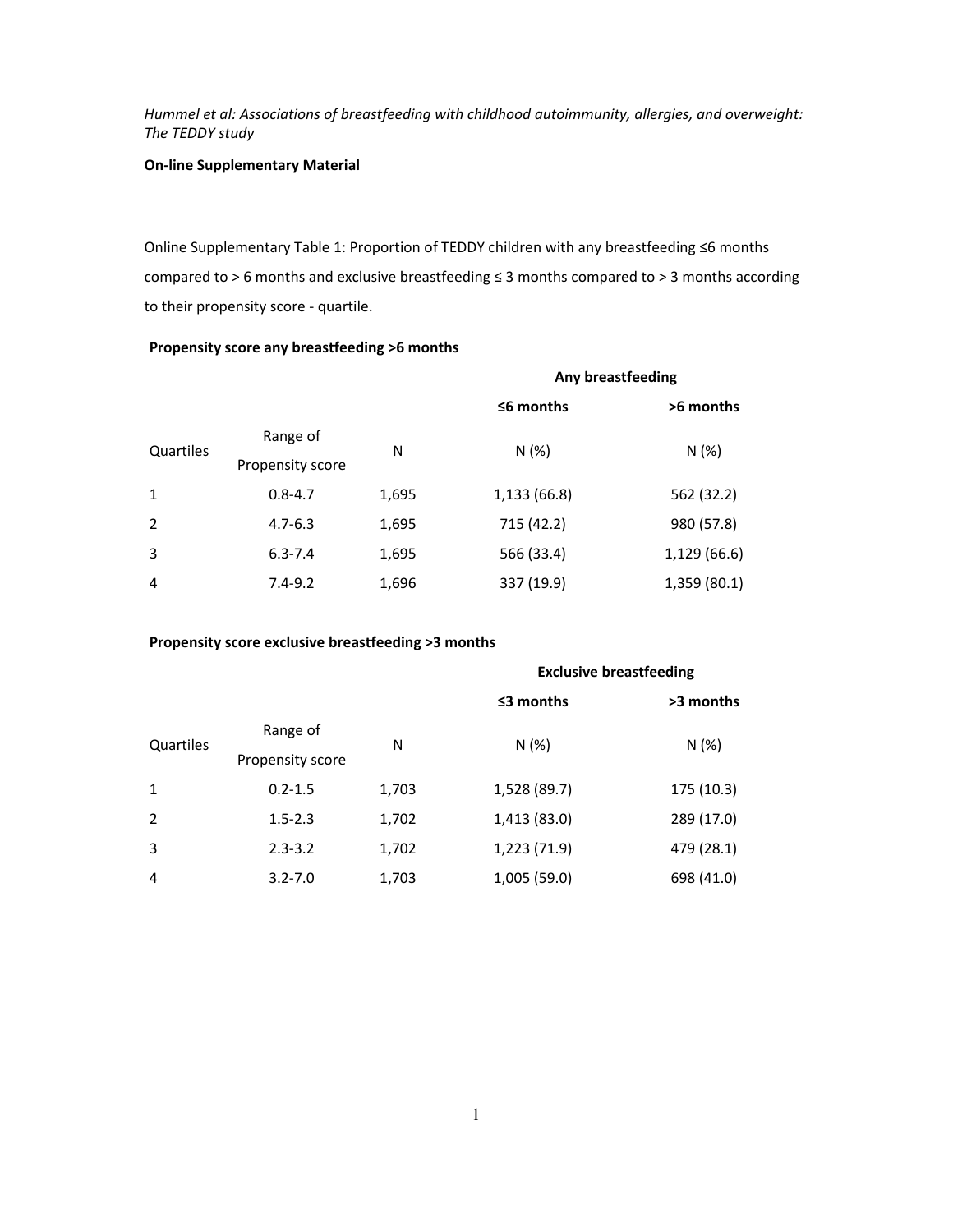*Hummel et al: Associations of breastfeeding with childhood autoimmunity, allergies, and overweight: The TEDDY study*

**On-line Supplementary Material**

Online Supplementary Table 1: Proportion of TEDDY children with any breastfeeding ≤6 months compared to > 6 months and exclusive breastfeeding ≤ 3 months compared to > 3 months according to their propensity score - quartile.

**Propensity score any breastfeeding >6 months**

| | | | Any breastfeeding | |
|---|---|---|---|---|
| | | | **≤6 months** | **>6 months** |
| Quartiles | Range of Propensity score | N | N (%) | N (%) |
| 1 | 0.8-4.7 | 1,695 | 1,133 (66.8) | 562 (32.2) |
| 2 | 4.7-6.3 | 1,695 | 715 (42.2) | 980 (57.8) |
| 3 | 6.3-7.4 | 1,695 | 566 (33.4) | 1,129 (66.6) |
| 4 | 7.4-9.2 | 1,696 | 337 (19.9) | 1,359 (80.1) |

**Propensity score exclusive breastfeeding >3 months**

| | | | Exclusive breastfeeding | |
|---|---|---|---|---|
| | | | **≤3 months** | **>3 months** |
| Quartiles | Range of Propensity score | N | N (%) | N (%) |
| 1 | 0.2-1.5 | 1,703 | 1,528 (89.7) | 175 (10.3) |
| 2 | 1.5-2.3 | 1,702 | 1,413 (83.0) | 289 (17.0) |
| 3 | 2.3-3.2 | 1,702 | 1,223 (71.9) | 479 (28.1) |
| 4 | 3.2-7.0 | 1,703 | 1,005 (59.0) | 698 (41.0) |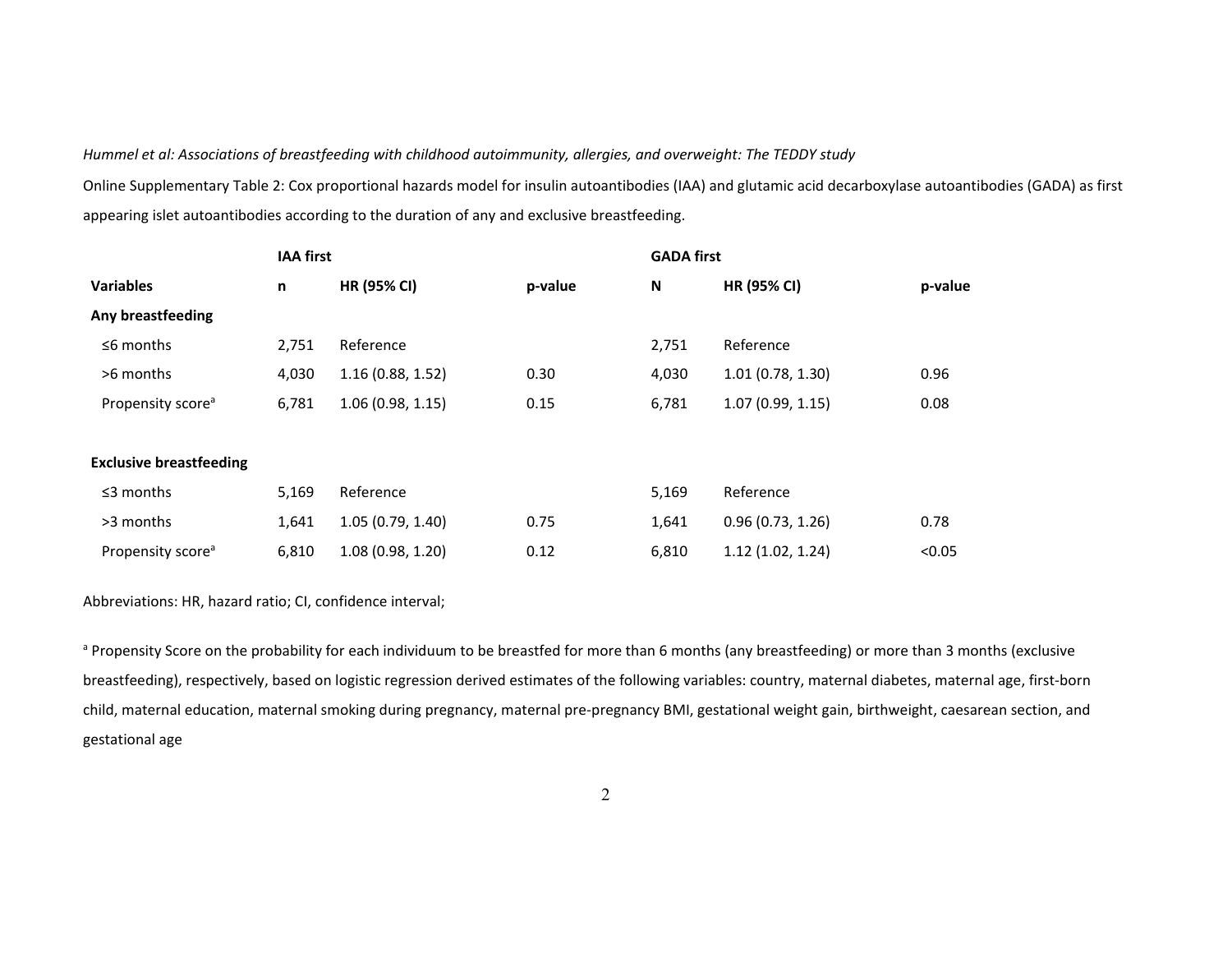*Hummel et al: Associations of breastfeeding with childhood autoimmunity, allergies, and overweight: The TEDDY study*

Online Supplementary Table 2: Cox proportional hazards model for insulin autoantibodies (IAA) and glutamic acid decarboxylase autoantibodies (GADA) as first appearing islet autoantibodies according to the duration of any and exclusive breastfeeding.

| | **IAA first** | | | **GADA first** | | |
|---|---|---|---|---|---|---|
| **Variables** | **n** | **HR (95% CI)** | **p-value** | **N** | **HR (95% CI)** | **p-value** |
| **Any breastfeeding** | | | | | | |
| ≤6 months | 2,751 | Reference | | 2,751 | Reference | |
| >6 months | 4,030 | 1.16 (0.88, 1.52) | 0.30 | 4,030 | 1.01 (0.78, 1.30) | 0.96 |
| Propensity score[a] | 6,781 | 1.06 (0.98, 1.15) | 0.15 | 6,781 | 1.07 (0.99, 1.15) | 0.08 |
| **Exclusive breastfeeding** | | | | | | |
| ≤3 months | 5,169 | Reference | | 5,169 | Reference | |
| >3 months | 1,641 | 1.05 (0.79, 1.40) | 0.75 | 1,641 | 0.96 (0.73, 1.26) | 0.78 |
| Propensity score[a] | 6,810 | 1.08 (0.98, 1.20) | 0.12 | 6,810 | 1.12 (1.02, 1.24) | <0.05 |

Abbreviations: HR, hazard ratio; CI, confidence interval;

[a] Propensity Score on the probability for each individuum to be breastfed for more than 6 months (any breastfeeding) or more than 3 months (exclusive breastfeeding), respectively, based on logistic regression derived estimates of the following variables: country, maternal diabetes, maternal age, first-born child, maternal education, maternal smoking during pregnancy, maternal pre-pregnancy BMI, gestational weight gain, birthweight, caesarean section, and gestational age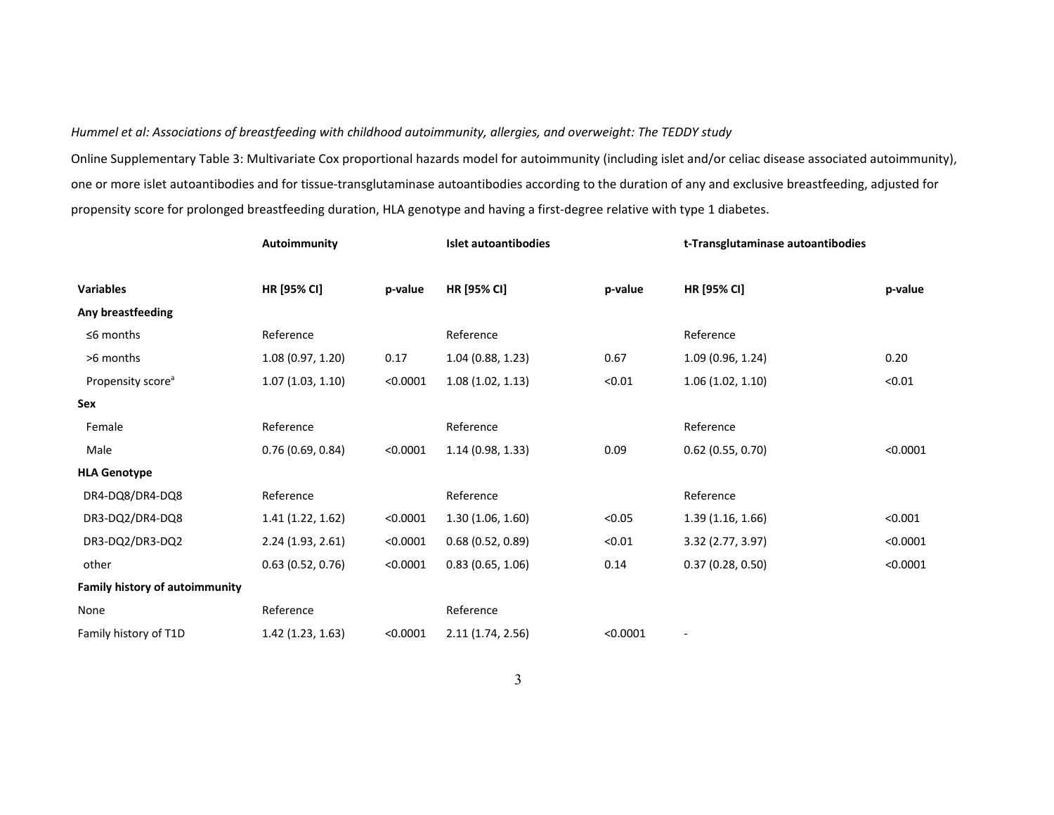*Hummel et al: Associations of breastfeeding with childhood autoimmunity, allergies, and overweight: The TEDDY study*

Online Supplementary Table 3: Multivariate Cox proportional hazards model for autoimmunity (including islet and/or celiac disease associated autoimmunity), one or more islet autoantibodies and for tissue-transglutaminase autoantibodies according to the duration of any and exclusive breastfeeding, adjusted for propensity score for prolonged breastfeeding duration, HLA genotype and having a first-degree relative with type 1 diabetes.

| | **Autoimmunity** | | **Islet autoantibodies** | | **t-Transglutaminase autoantibodies** | |
|---|---|---|---|---|---|---|
| **Variables** | **HR [95% CI]** | **p-value** | **HR [95% CI]** | **p-value** | **HR [95% CI]** | **p-value** |
| **Any breastfeeding** | | | | | | |
| ≤6 months | Reference | | Reference | | Reference | |
| >6 months | 1.08 (0.97, 1.20) | 0.17 | 1.04 (0.88, 1.23) | 0.67 | 1.09 (0.96, 1.24) | 0.20 |
| Propensity score[a] | 1.07 (1.03, 1.10) | <0.0001 | 1.08 (1.02, 1.13) | <0.01 | 1.06 (1.02, 1.10) | <0.01 |
| **Sex** | | | | | | |
| Female | Reference | | Reference | | Reference | |
| Male | 0.76 (0.69, 0.84) | <0.0001 | 1.14 (0.98, 1.33) | 0.09 | 0.62 (0.55, 0.70) | <0.0001 |
| **HLA Genotype** | | | | | | |
| DR4-DQ8/DR4-DQ8 | Reference | | Reference | | Reference | |
| DR3-DQ2/DR4-DQ8 | 1.41 (1.22, 1.62) | <0.0001 | 1.30 (1.06, 1.60) | <0.05 | 1.39 (1.16, 1.66) | <0.001 |
| DR3-DQ2/DR3-DQ2 | 2.24 (1.93, 2.61) | <0.0001 | 0.68 (0.52, 0.89) | <0.01 | 3.32 (2.77, 3.97) | <0.0001 |
| other | 0.63 (0.52, 0.76) | <0.0001 | 0.83 (0.65, 1.06) | 0.14 | 0.37 (0.28, 0.50) | <0.0001 |
| **Family history of autoimmunity** | | | | | | |
| None | Reference | | Reference | | | |
| Family history of T1D | 1.42 (1.23, 1.63) | <0.0001 | 2.11 (1.74, 2.56) | <0.0001 | - | |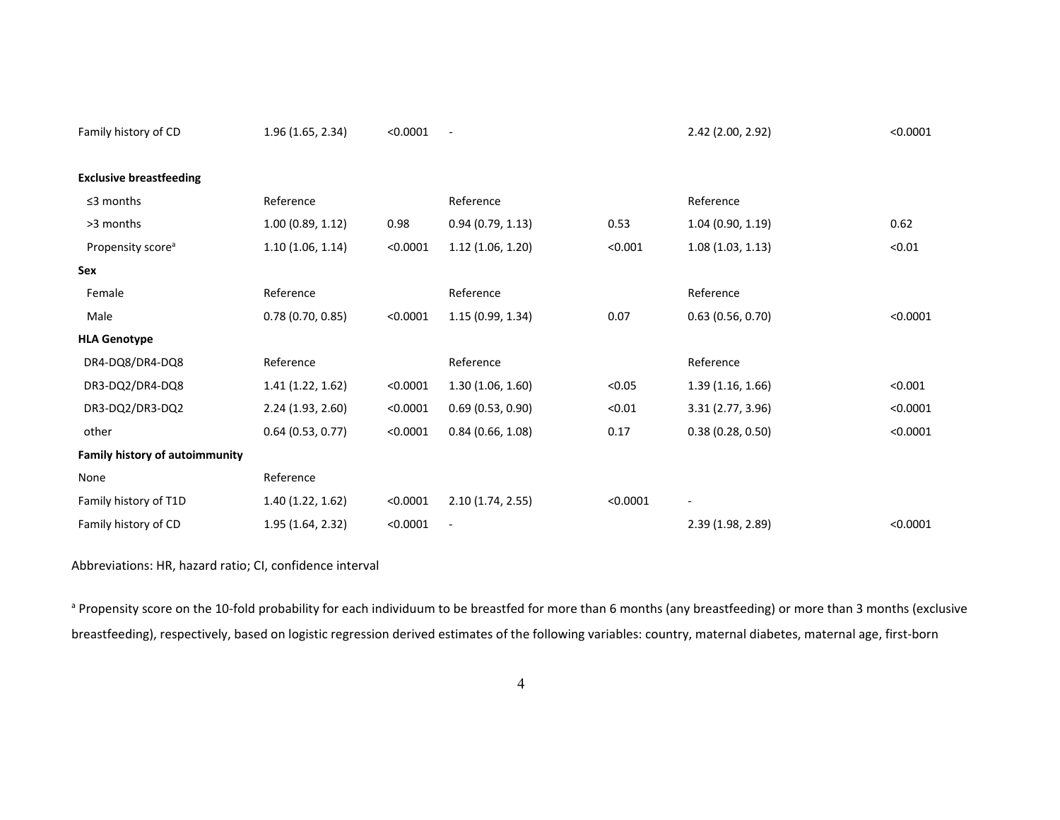| | | | | | | |
|---|---|---|---|---|---|---|
| Family history of CD | 1.96 (1.65, 2.34) | <0.0001 | - | | 2.42 (2.00, 2.92) | <0.0001 |
| | | | | | | |
| **Exclusive breastfeeding** | | | | | | |
| ≤3 months | Reference | | Reference | | Reference | |
| >3 months | 1.00 (0.89, 1.12) | 0.98 | 0.94 (0.79, 1.13) | 0.53 | 1.04 (0.90, 1.19) | 0.62 |
| Propensity score[a] | 1.10 (1.06, 1.14) | <0.0001 | 1.12 (1.06, 1.20) | <0.001 | 1.08 (1.03, 1.13) | <0.01 |
| **Sex** | | | | | | |
| Female | Reference | | Reference | | Reference | |
| Male | 0.78 (0.70, 0.85) | <0.0001 | 1.15 (0.99, 1.34) | 0.07 | 0.63 (0.56, 0.70) | <0.0001 |
| **HLA Genotype** | | | | | | |
| DR4-DQ8/DR4-DQ8 | Reference | | Reference | | Reference | |
| DR3-DQ2/DR4-DQ8 | 1.41 (1.22, 1.62) | <0.0001 | 1.30 (1.06, 1.60) | <0.05 | 1.39 (1.16, 1.66) | <0.001 |
| DR3-DQ2/DR3-DQ2 | 2.24 (1.93, 2.60) | <0.0001 | 0.69 (0.53, 0.90) | <0.01 | 3.31 (2.77, 3.96) | <0.0001 |
| other | 0.64 (0.53, 0.77) | <0.0001 | 0.84 (0.66, 1.08) | 0.17 | 0.38 (0.28, 0.50) | <0.0001 |
| **Family history of autoimmunity** | | | | | | |
| None | Reference | | | | | |
| Family history of T1D | 1.40 (1.22, 1.62) | <0.0001 | 2.10 (1.74, 2.55) | <0.0001 | - | |
| Family history of CD | 1.95 (1.64, 2.32) | <0.0001 | - | | 2.39 (1.98, 2.89) | <0.0001 |

Abbreviations: HR, hazard ratio; CI, confidence interval

[a] Propensity score on the 10-fold probability for each individuum to be breastfed for more than 6 months (any breastfeeding) or more than 3 months (exclusive breastfeeding), respectively, based on logistic regression derived estimates of the following variables: country, maternal diabetes, maternal age, first-born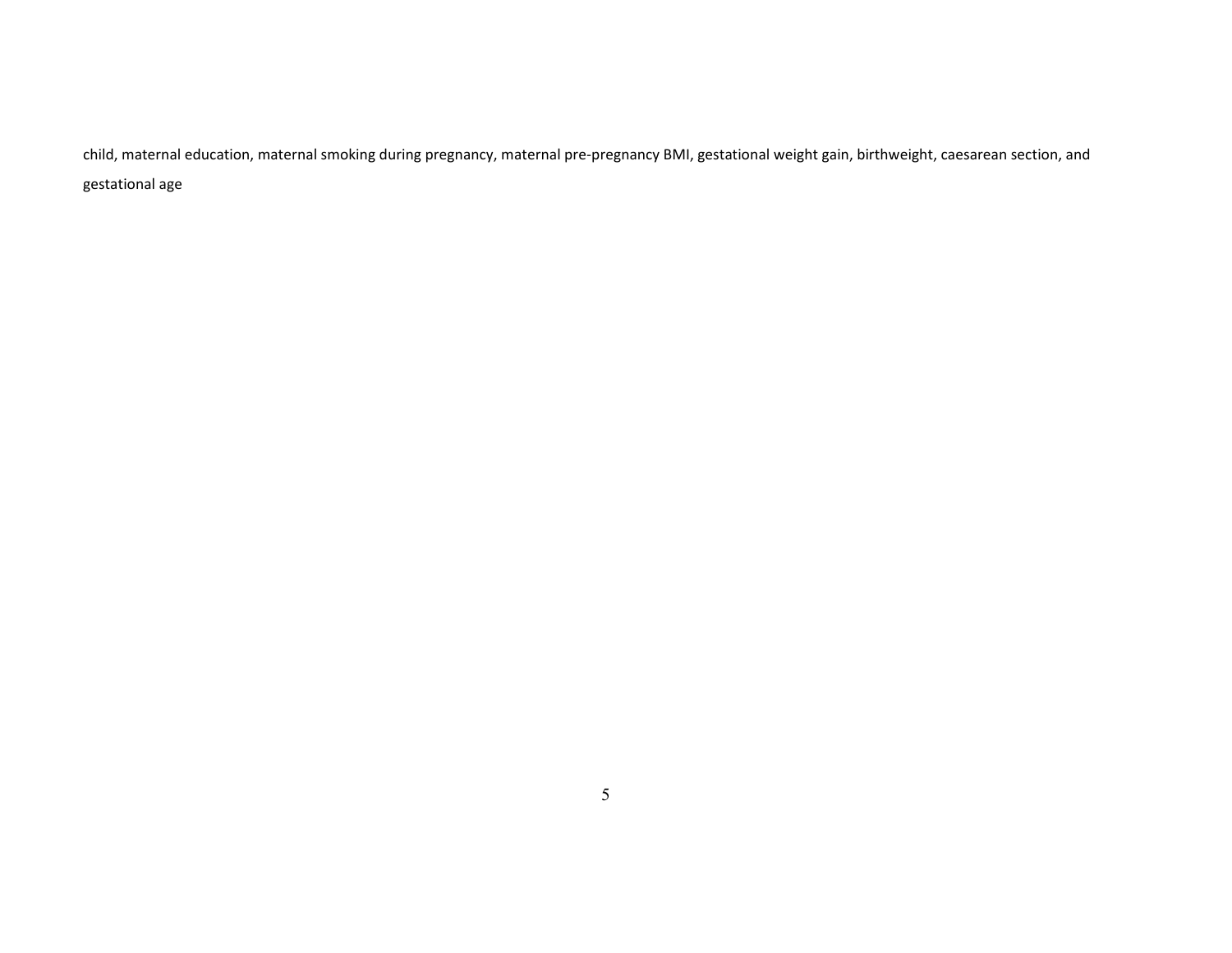child, maternal education, maternal smoking during pregnancy, maternal pre-pregnancy BMI, gestational weight gain, birthweight, caesarean section, and gestational age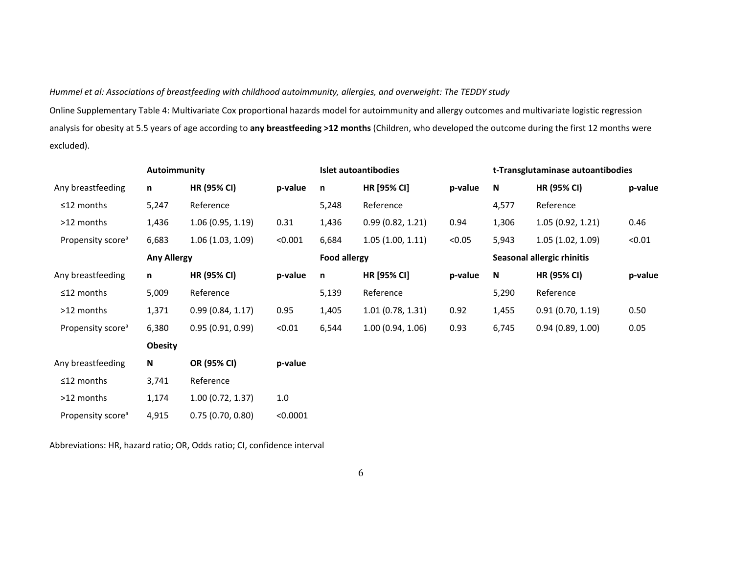*Hummel et al: Associations of breastfeeding with childhood autoimmunity, allergies, and overweight: The TEDDY study*

Online Supplementary Table 4: Multivariate Cox proportional hazards model for autoimmunity and allergy outcomes and multivariate logistic regression analysis for obesity at 5.5 years of age according to **any breastfeeding >12 months** (Children, who developed the outcome during the first 12 months were excluded).

| | **Autoimmunity** | | | **Islet autoantibodies** | | | **t-Transglutaminase autoantibodies** | | |
|---|---|---|---|---|---|---|---|---|---|
| Any breastfeeding | **n** | **HR (95% CI)** | **p-value** | **n** | **HR [95% CI]** | **p-value** | **N** | **HR (95% CI)** | **p-value** |
| ≤12 months | 5,247 | Reference | | 5,248 | Reference | | 4,577 | Reference | |
| >12 months | 1,436 | 1.06 (0.95, 1.19) | 0.31 | 1,436 | 0.99 (0.82, 1.21) | 0.94 | 1,306 | 1.05 (0.92, 1.21) | 0.46 |
| Propensity score[a] | 6,683 | 1.06 (1.03, 1.09) | <0.001 | 6,684 | 1.05 (1.00, 1.11) | <0.05 | 5,943 | 1.05 (1.02, 1.09) | <0.01 |
| | **Any Allergy** | | | **Food allergy** | | | **Seasonal allergic rhinitis** | | |
| Any breastfeeding | **n** | **HR (95% CI)** | **p-value** | **n** | **HR [95% CI]** | **p-value** | **N** | **HR (95% CI)** | **p-value** |
| ≤12 months | 5,009 | Reference | | 5,139 | Reference | | 5,290 | Reference | |
| >12 months | 1,371 | 0.99 (0.84, 1.17) | 0.95 | 1,405 | 1.01 (0.78, 1.31) | 0.92 | 1,455 | 0.91 (0.70, 1.19) | 0.50 |
| Propensity score[a] | 6,380 | 0.95 (0.91, 0.99) | <0.01 | 6,544 | 1.00 (0.94, 1.06) | 0.93 | 6,745 | 0.94 (0.89, 1.00) | 0.05 |
| | **Obesity** | | | | | | | | |
| Any breastfeeding | **N** | **OR (95% CI)** | **p-value** | | | | | | |
| ≤12 months | 3,741 | Reference | | | | | | | |
| >12 months | 1,174 | 1.00 (0.72, 1.37) | 1.0 | | | | | | |
| Propensity score[a] | 4,915 | 0.75 (0.70, 0.80) | <0.0001 | | | | | | |

Abbreviations: HR, hazard ratio; OR, Odds ratio; CI, confidence interval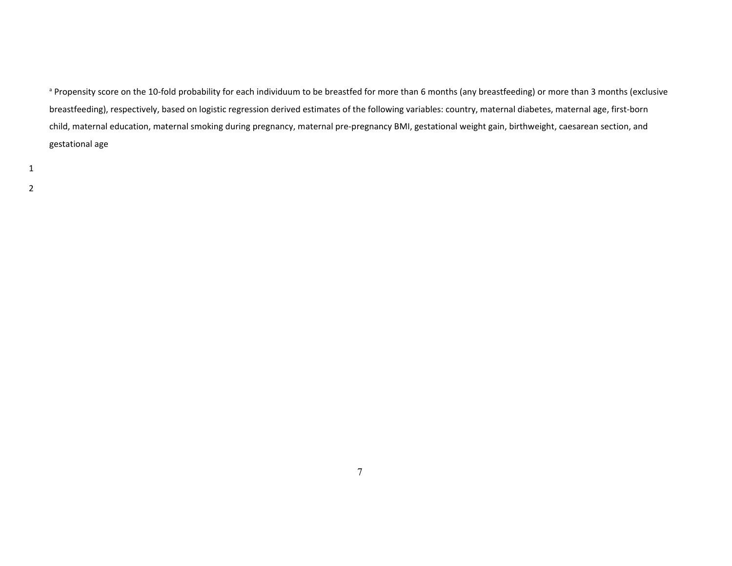[a] Propensity score on the 10-fold probability for each individuum to be breastfed for more than 6 months (any breastfeeding) or more than 3 months (exclusive breastfeeding), respectively, based on logistic regression derived estimates of the following variables: country, maternal diabetes, maternal age, first-born child, maternal education, maternal smoking during pregnancy, maternal pre-pregnancy BMI, gestational weight gain, birthweight, caesarean section, and gestational age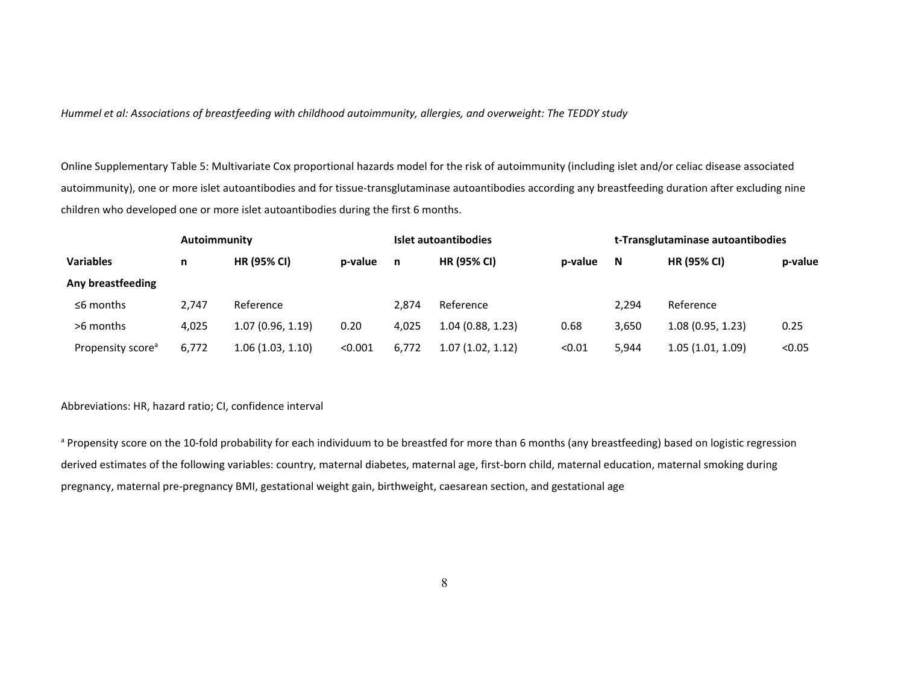*Hummel et al: Associations of breastfeeding with childhood autoimmunity, allergies, and overweight: The TEDDY study*

Online Supplementary Table 5: Multivariate Cox proportional hazards model for the risk of autoimmunity (including islet and/or celiac disease associated autoimmunity), one or more islet autoantibodies and for tissue-transglutaminase autoantibodies according any breastfeeding duration after excluding nine children who developed one or more islet autoantibodies during the first 6 months.

| | Autoimmunity | | | Islet autoantibodies | | | t-Transglutaminase autoantibodies | | |
|---|---|---|---|---|---|---|---|---|---|
| **Variables** | **n** | **HR (95% CI)** | **p-value** | **n** | **HR (95% CI)** | **p-value** | **N** | **HR (95% CI)** | **p-value** |
| **Any breastfeeding** | | | | | | | | | |
| ≤6 months | 2,747 | Reference | | 2,874 | Reference | | 2,294 | Reference | |
| >6 months | 4,025 | 1.07 (0.96, 1.19) | 0.20 | 4,025 | 1.04 (0.88, 1.23) | 0.68 | 3,650 | 1.08 (0.95, 1.23) | 0.25 |
| Propensity score[a] | 6,772 | 1.06 (1.03, 1.10) | <0.001 | 6,772 | 1.07 (1.02, 1.12) | <0.01 | 5,944 | 1.05 (1.01, 1.09) | <0.05 |

Abbreviations: HR, hazard ratio; CI, confidence interval

[a] Propensity score on the 10-fold probability for each individuum to be breastfed for more than 6 months (any breastfeeding) based on logistic regression derived estimates of the following variables: country, maternal diabetes, maternal age, first-born child, maternal education, maternal smoking during pregnancy, maternal pre-pregnancy BMI, gestational weight gain, birthweight, caesarean section, and gestational age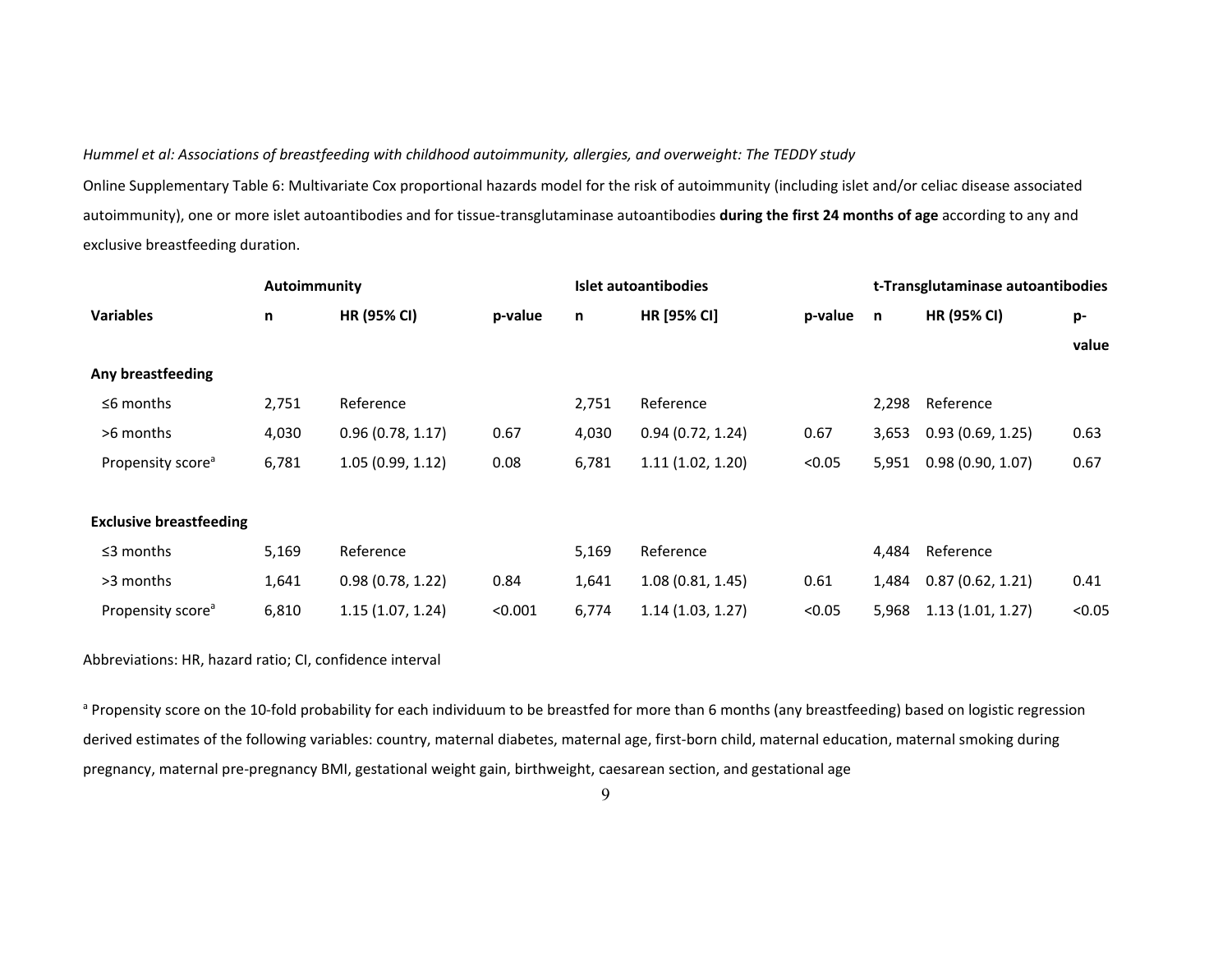*Hummel et al: Associations of breastfeeding with childhood autoimmunity, allergies, and overweight: The TEDDY study*

Online Supplementary Table 6: Multivariate Cox proportional hazards model for the risk of autoimmunity (including islet and/or celiac disease associated autoimmunity), one or more islet autoantibodies and for tissue-transglutaminase autoantibodies **during the first 24 months of age** according to any and exclusive breastfeeding duration.

| | **Autoimmunity** | | | **Islet autoantibodies** | | | **t-Transglutaminase autoantibodies** | | |
|---|---|---|---|---|---|---|---|---|---|
| **Variables** | **n** | **HR (95% CI)** | **p-value** | **n** | **HR [95% CI]** | **p-value** | **n** | **HR (95% CI)** | **p-value** |
| **Any breastfeeding** | | | | | | | | | |
| ≤6 months | 2,751 | Reference | | 2,751 | Reference | | 2,298 | Reference | |
| >6 months | 4,030 | 0.96 (0.78, 1.17) | 0.67 | 4,030 | 0.94 (0.72, 1.24) | 0.67 | 3,653 | 0.93 (0.69, 1.25) | 0.63 |
| Propensity score[a] | 6,781 | 1.05 (0.99, 1.12) | 0.08 | 6,781 | 1.11 (1.02, 1.20) | <0.05 | 5,951 | 0.98 (0.90, 1.07) | 0.67 |
| | | | | | | | | | |
| **Exclusive breastfeeding** | | | | | | | | | |
| ≤3 months | 5,169 | Reference | | 5,169 | Reference | | 4,484 | Reference | |
| >3 months | 1,641 | 0.98 (0.78, 1.22) | 0.84 | 1,641 | 1.08 (0.81, 1.45) | 0.61 | 1,484 | 0.87 (0.62, 1.21) | 0.41 |
| Propensity score[a] | 6,810 | 1.15 (1.07, 1.24) | <0.001 | 6,774 | 1.14 (1.03, 1.27) | <0.05 | 5,968 | 1.13 (1.01, 1.27) | <0.05 |

Abbreviations: HR, hazard ratio; CI, confidence interval

[a] Propensity score on the 10-fold probability for each individuum to be breastfed for more than 6 months (any breastfeeding) based on logistic regression derived estimates of the following variables: country, maternal diabetes, maternal age, first-born child, maternal education, maternal smoking during pregnancy, maternal pre-pregnancy BMI, gestational weight gain, birthweight, caesarean section, and gestational age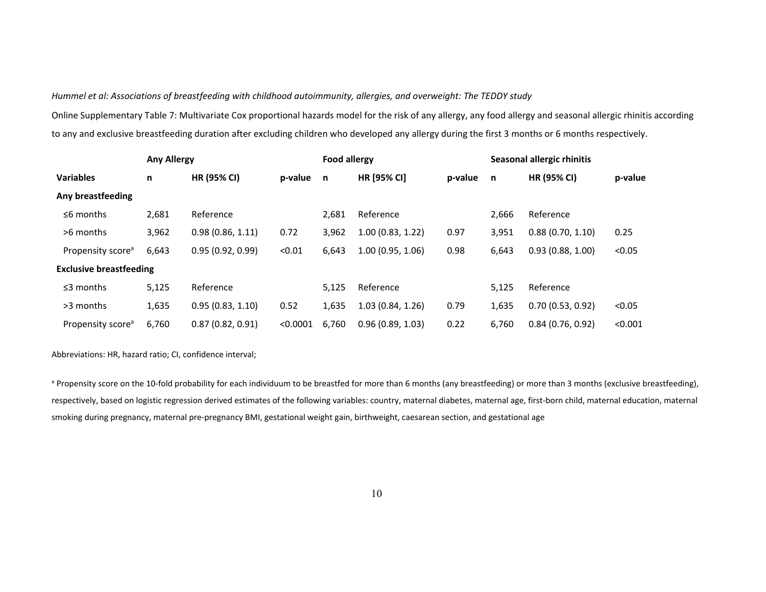*Hummel et al: Associations of breastfeeding with childhood autoimmunity, allergies, and overweight: The TEDDY study*

Online Supplementary Table 7: Multivariate Cox proportional hazards model for the risk of any allergy, any food allergy and seasonal allergic rhinitis according to any and exclusive breastfeeding duration after excluding children who developed any allergy during the first 3 months or 6 months respectively.

| | **Any Allergy** | | | **Food allergy** | | | **Seasonal allergic rhinitis** | | |
|---|---|---|---|---|---|---|---|---|---|
| **Variables** | **n** | **HR (95% CI)** | **p-value** | **n** | **HR [95% CI]** | **p-value** | **n** | **HR (95% CI)** | **p-value** |
| **Any breastfeeding** | | | | | | | | | |
| ≤6 months | 2,681 | Reference | | 2,681 | Reference | | 2,666 | Reference | |
| >6 months | 3,962 | 0.98 (0.86, 1.11) | 0.72 | 3,962 | 1.00 (0.83, 1.22) | 0.97 | 3,951 | 0.88 (0.70, 1.10) | 0.25 |
| Propensity score[a] | 6,643 | 0.95 (0.92, 0.99) | <0.01 | 6,643 | 1.00 (0.95, 1.06) | 0.98 | 6,643 | 0.93 (0.88, 1.00) | <0.05 |
| **Exclusive breastfeeding** | | | | | | | | | |
| ≤3 months | 5,125 | Reference | | 5,125 | Reference | | 5,125 | Reference | |
| >3 months | 1,635 | 0.95 (0.83, 1.10) | 0.52 | 1,635 | 1.03 (0.84, 1.26) | 0.79 | 1,635 | 0.70 (0.53, 0.92) | <0.05 |
| Propensity score[a] | 6,760 | 0.87 (0.82, 0.91) | <0.0001 | 6,760 | 0.96 (0.89, 1.03) | 0.22 | 6,760 | 0.84 (0.76, 0.92) | <0.001 |

Abbreviations: HR, hazard ratio; CI, confidence interval;

[a] Propensity score on the 10-fold probability for each individuum to be breastfed for more than 6 months (any breastfeeding) or more than 3 months (exclusive breastfeeding), respectively, based on logistic regression derived estimates of the following variables: country, maternal diabetes, maternal age, first-born child, maternal education, maternal smoking during pregnancy, maternal pre-pregnancy BMI, gestational weight gain, birthweight, caesarean section, and gestational age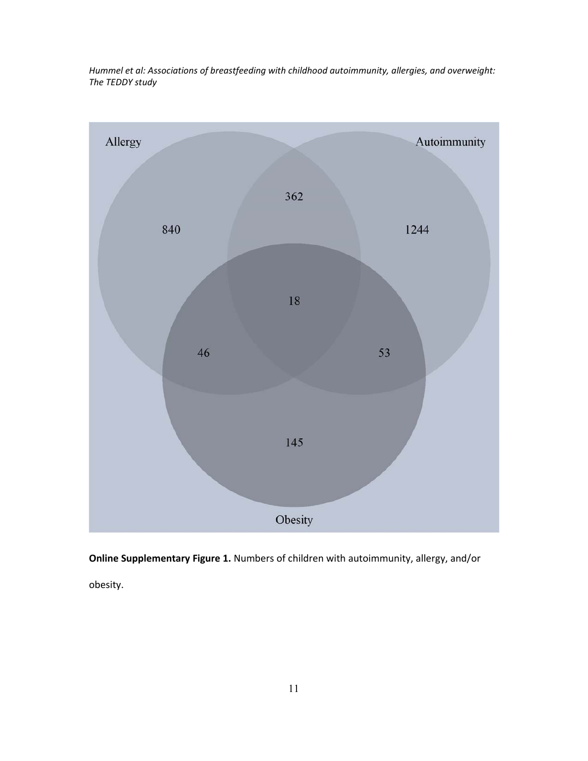**Online Supplementary Figure 1.** Numbers of children with autoimmunity, allergy, and/or obesity.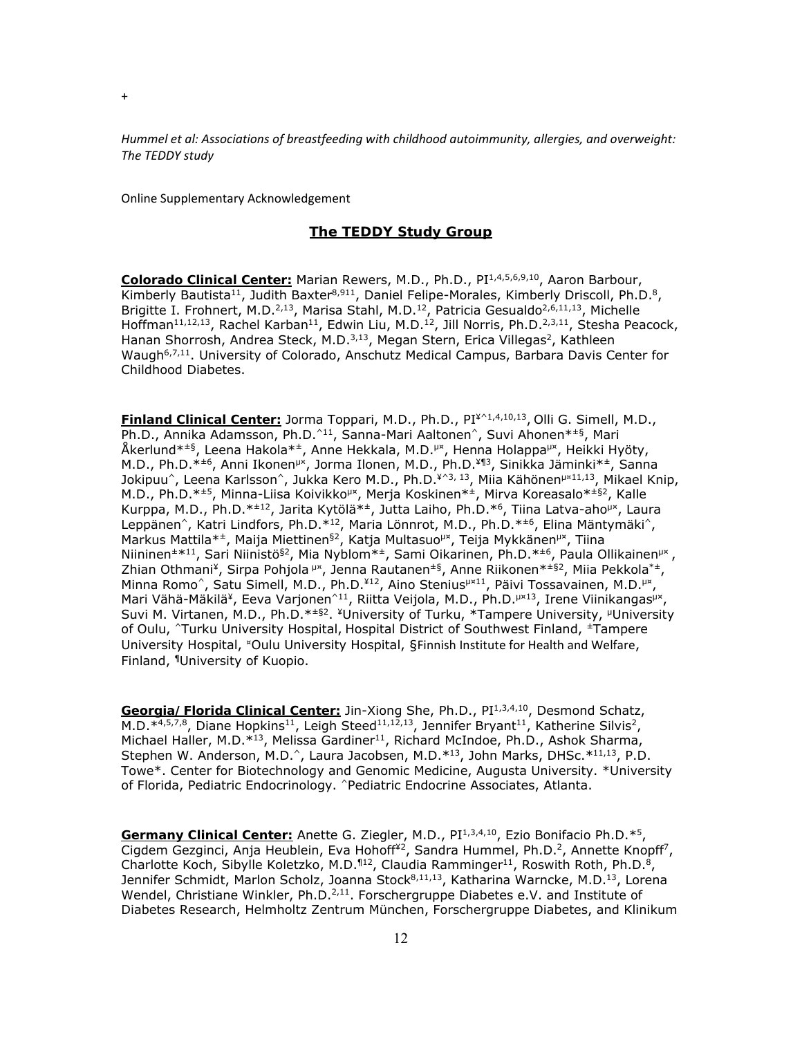+

*Hummel et al: Associations of breastfeeding with childhood autoimmunity, allergies, and overweight: The TEDDY study*

Online Supplementary Acknowledgement

## The TEDDY Study Group

**Colorado Clinical Center:** Marian Rewers, M.D., Ph.D., PI[1,4,5,6,9,10], Aaron Barbour, Kimberly Bautista[11], Judith Baxter[8,911], Daniel Felipe-Morales, Kimberly Driscoll, Ph.D.[8], Brigitte I. Frohnert, M.D.[2,13], Marisa Stahl, M.D.[12], Patricia Gesualdo[2,6,11,13], Michelle Hoffman[11,12,13], Rachel Karban[11], Edwin Liu, M.D.[12], Jill Norris, Ph.D.[2,3,11], Stesha Peacock, Hanan Shorrosh, Andrea Steck, M.D.[3,13], Megan Stern, Erica Villegas[2], Kathleen Waugh[6,7,11]. University of Colorado, Anschutz Medical Campus, Barbara Davis Center for Childhood Diabetes.

**Finland Clinical Center:** Jorma Toppari, M.D., Ph.D., PI[¥^1,4,10,13], Olli G. Simell, M.D., Ph.D., Annika Adamsson, Ph.D.[^11], Sanna-Mari Aaltonen[^], Suvi Ahonen[*±§], Mari Åkerlund[*±§], Leena Hakola[*±], Anne Hekkala, M.D.[μ¤], Henna Holappa[μ¤], Heikki Hyöty, M.D., Ph.D.[*±6], Anni Ikonen[μ¤], Jorma Ilonen, M.D., Ph.D.[¥¶3], Sinikka Jäminki[*±], Sanna Jokipuu[^], Leena Karlsson[^], Jukka Kero M.D., Ph.D.[¥^3, 13], Miia Kähönen[μ¤11,13], Mikael Knip, M.D., Ph.D.[*±5], Minna-Liisa Koivikko[μ¤], Merja Koskinen[*±], Mirva Koreasalo[*±§2], Kalle Kurppa, M.D., Ph.D.[*±12], Jarita Kytölä[*±], Jutta Laiho, Ph.D.[*6], Tiina Latva-aho[μ¤], Laura Leppänen[^], Katri Lindfors, Ph.D.[*12], Maria Lönnrot, M.D., Ph.D.[*±6], Elina Mäntymäki[^], Markus Mattila[*±], Maija Miettinen[§2], Katja Multasuo[μ¤], Teija Mykkänen[μ¤], Tiina Niininen[±*11], Sari Niinistö[§2], Mia Nyblom[*±], Sami Oikarinen, Ph.D.[*±6], Paula Ollikainen[μ¤], Zhian Othmani[¥], Sirpa Pohjola[μ¤], Jenna Rautanen[±§], Anne Riikonen[*±§2], Miia Pekkola[*±], Minna Romo[^], Satu Simell, M.D., Ph.D.[¥12], Aino Stenius[μ¤11], Päivi Tossavainen, M.D.[μ¤], Mari Vähä-Mäkilä[¥], Eeva Varjonen[^11], Riitta Veijola, M.D., Ph.D.[μ¤13], Irene Viinikangas[μ¤], Suvi M. Virtanen, M.D., Ph.D.[*±§2]. [¥]University of Turku, [*]Tampere University, [μ]University of Oulu, [^]Turku University Hospital, Hospital District of Southwest Finland, [±]Tampere University Hospital, [¤]Oulu University Hospital, §Finnish Institute for Health and Welfare, Finland, [¶]University of Kuopio.

**Georgia/ Florida Clinical Center:** Jin-Xiong She, Ph.D., PI[1,3,4,10], Desmond Schatz, M.D.[*4,5,7,8], Diane Hopkins[11], Leigh Steed[11,12,13], Jennifer Bryant[11], Katherine Silvis[2], Michael Haller, M.D.[*13], Melissa Gardiner[11], Richard McIndoe, Ph.D., Ashok Sharma, Stephen W. Anderson, M.D.[^], Laura Jacobsen, M.D.[*13], John Marks, DHSc.[*11,13], P.D. Towe*. Center for Biotechnology and Genomic Medicine, Augusta University. *University of Florida, Pediatric Endocrinology. ^Pediatric Endocrine Associates, Atlanta.

**Germany Clinical Center:** Anette G. Ziegler, M.D., PI[1,3,4,10], Ezio Bonifacio Ph.D.[*5], Cigdem Gezginci, Anja Heublein, Eva Hohoff[¥2], Sandra Hummel, Ph.D.[2], Annette Knopff[7], Charlotte Koch, Sibylle Koletzko, M.D.[¶12], Claudia Ramminger[11], Roswith Roth, Ph.D.[8], Jennifer Schmidt, Marlon Scholz, Joanna Stock[8,11,13], Katharina Warncke, M.D.[13], Lorena Wendel, Christiane Winkler, Ph.D.[2,11]. Forschergruppe Diabetes e.V. and Institute of Diabetes Research, Helmholtz Zentrum München, Forschergruppe Diabetes, and Klinikum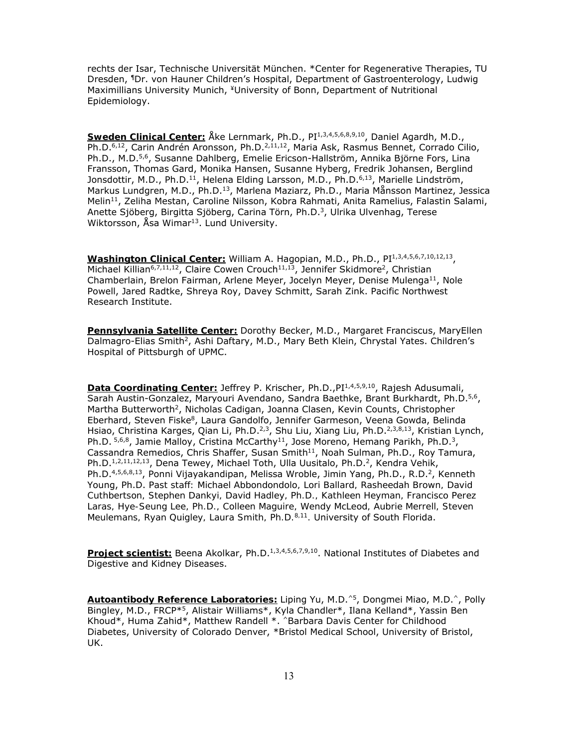rechts der Isar, Technische Universität München. *Center for Regenerative Therapies, TU Dresden, ¶Dr. von Hauner Children's Hospital, Department of Gastroenterology, Ludwig Maximillians University Munich, ¥University of Bonn, Department of Nutritional Epidemiology.

**Sweden Clinical Center:** Åke Lernmark, Ph.D., PI[1,3,4,5,6,8,9,10], Daniel Agardh, M.D., Ph.D.[6,12], Carin Andrén Aronsson, Ph.D.[2,11,12], Maria Ask, Rasmus Bennet, Corrado Cilio, Ph.D., M.D.[5,6], Susanne Dahlberg, Emelie Ericson-Hallström, Annika Björne Fors, Lina Fransson, Thomas Gard, Monika Hansen, Susanne Hyberg, Fredrik Johansen, Berglind Jonsdottir, M.D., Ph.D.[11], Helena Elding Larsson, M.D., Ph.D.[6,13], Marielle Lindström, Markus Lundgren, M.D., Ph.D.[13], Marlena Maziarz, Ph.D., Maria Månsson Martinez, Jessica Melin[11], Zeliha Mestan, Caroline Nilsson, Kobra Rahmati, Anita Ramelius, Falastin Salami, Anette Sjöberg, Birgitta Sjöberg, Carina Törn, Ph.D.[3], Ulrika Ulvenhag, Terese Wiktorsson, Åsa Wimar[13]. Lund University.

**Washington Clinical Center:** William A. Hagopian, M.D., Ph.D., PI[1,3,4,5,6,7,10,12,13], Michael Killian[6,7,11,12], Claire Cowen Crouch[11,13], Jennifer Skidmore[2], Christian Chamberlain, Brelon Fairman, Arlene Meyer, Jocelyn Meyer, Denise Mulenga[11], Nole Powell, Jared Radtke, Shreya Roy, Davey Schmitt, Sarah Zink. Pacific Northwest Research Institute.

**Pennsylvania Satellite Center:** Dorothy Becker, M.D., Margaret Franciscus, MaryEllen Dalmagro-Elias Smith[2], Ashi Daftary, M.D., Mary Beth Klein, Chrystal Yates. Children's Hospital of Pittsburgh of UPMC.

**Data Coordinating Center:** Jeffrey P. Krischer, Ph.D.,PI[1,4,5,9,10], Rajesh Adusumali, Sarah Austin-Gonzalez, Maryouri Avendano, Sandra Baethke, Brant Burkhardt, Ph.D.[5,6], Martha Butterworth[2], Nicholas Cadigan, Joanna Clasen, Kevin Counts, Christopher Eberhard, Steven Fiske[8], Laura Gandolfo, Jennifer Garmeson, Veena Gowda, Belinda Hsiao, Christina Karges, Qian Li, Ph.D.[2,3], Shu Liu, Xiang Liu, Ph.D.[2,3,8,13], Kristian Lynch, Ph.D. [5,6,8], Jamie Malloy, Cristina McCarthy[11], Jose Moreno, Hemang Parikh, Ph.D.[3], Cassandra Remedios, Chris Shaffer, Susan Smith[11], Noah Sulman, Ph.D., Roy Tamura, Ph.D.[1,2,11,12,13], Dena Tewey, Michael Toth, Ulla Uusitalo, Ph.D.[2], Kendra Vehik, Ph.D.[4,5,6,8,13], Ponni Vijayakandipan, Melissa Wroble, Jimin Yang, Ph.D., R.D.[2], Kenneth Young, Ph.D. Past staff: Michael Abbondondolo, Lori Ballard, Rasheedah Brown, David Cuthbertson, Stephen Dankyi, David Hadley, Ph.D., Kathleen Heyman, Francisco Perez Laras, Hye-Seung Lee, Ph.D., Colleen Maguire, Wendy McLeod, Aubrie Merrell, Steven Meulemans, Ryan Quigley, Laura Smith, Ph.D.[8,11]. University of South Florida.

**Project scientist:** Beena Akolkar, Ph.D.[1,3,4,5,6,7,9,10]. National Institutes of Diabetes and Digestive and Kidney Diseases.

**Autoantibody Reference Laboratories:** Liping Yu, M.D.^[5], Dongmei Miao, M.D.^, Polly Bingley, M.D., FRCP*[5], Alistair Williams*, Kyla Chandler*, Ilana Kelland*, Yassin Ben Khoud*, Huma Zahid*, Matthew Randell *. ^Barbara Davis Center for Childhood Diabetes, University of Colorado Denver, *Bristol Medical School, University of Bristol, UK.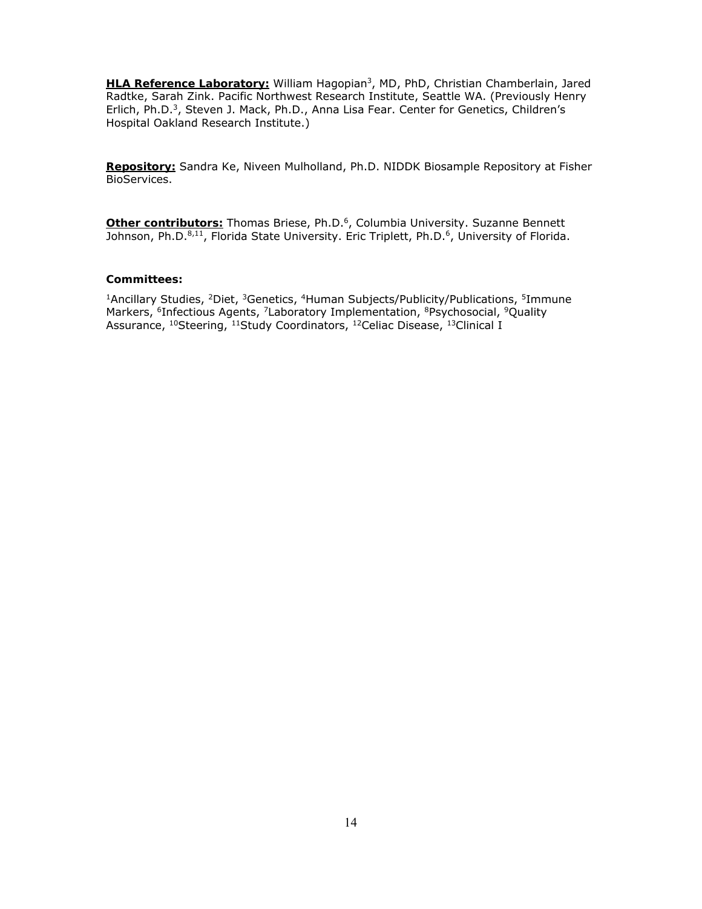**HLA Reference Laboratory:** William Hagopian[3], MD, PhD, Christian Chamberlain, Jared Radtke, Sarah Zink. Pacific Northwest Research Institute, Seattle WA. (Previously Henry Erlich, Ph.D.[3], Steven J. Mack, Ph.D., Anna Lisa Fear. Center for Genetics, Children's Hospital Oakland Research Institute.)

**Repository:** Sandra Ke, Niveen Mulholland, Ph.D. NIDDK Biosample Repository at Fisher BioServices.

**Other contributors:** Thomas Briese, Ph.D.[6], Columbia University. Suzanne Bennett Johnson, Ph.D.[8,11], Florida State University. Eric Triplett, Ph.D.[6], University of Florida.

**Committees:**

[1]Ancillary Studies, [2]Diet, [3]Genetics, [4]Human Subjects/Publicity/Publications, [5]Immune Markers, [6]Infectious Agents, [7]Laboratory Implementation, [8]Psychosocial, [9]Quality Assurance, [10]Steering, [11]Study Coordinators, [12]Celiac Disease, [13]Clinical I